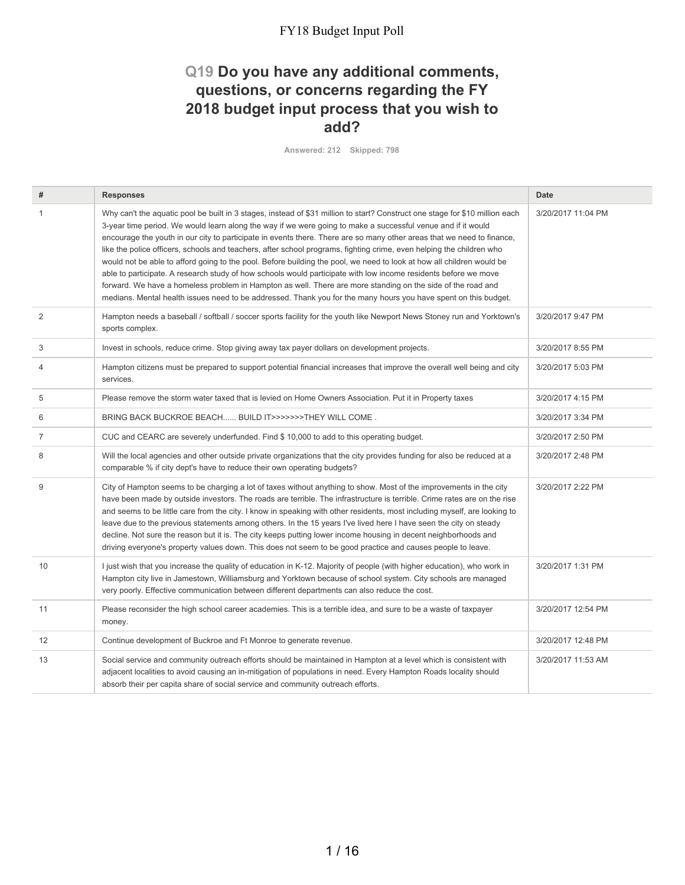# Q19 Do you have any additional comments, questions, or concerns regarding the FY 2018 budget input process that you wish to add?

Answered: 212 Skipped: 798

| # | Responses | Date |
| --- | --- | --- |
| 1 | Why can't the aquatic pool be built in 3 stages, instead of $31 million to start? Construct one stage for $10 million each 3-year time period. We would learn along the way if we were going to make a successful venue and if it would encourage the youth in our city to participate in events there. There are so many other areas that we need to finance, like the police officers, schools and teachers, after school programs, fighting crime, even helping the children who would not be able to afford going to the pool. Before building the pool, we need to look at how all children would be able to participate. A research study of how schools would participate with low income residents before we move forward. We have a homeless problem in Hampton as well. There are more standing on the side of the road and medians. Mental health issues need to be addressed. Thank you for the many hours you have spent on this budget. | 3/20/2017 11:04 PM |
| 2 | Hampton needs a baseball / softball / soccer sports facility for the youth like Newport News Stoney run and Yorktown's sports complex. | 3/20/2017 9:47 PM |
| 3 | Invest in schools, reduce crime. Stop giving away tax payer dollars on development projects. | 3/20/2017 8:55 PM |
| 4 | Hampton citizens must be prepared to support potential financial increases that improve the overall well being and city services. | 3/20/2017 5:03 PM |
| 5 | Please remove the storm water taxed that is levied on Home Owners Association. Put it in Property taxes | 3/20/2017 4:15 PM |
| 6 | BRING BACK BUCKROE BEACH...... BUILD IT>>>>>>>THEY WILL COME . | 3/20/2017 3:34 PM |
| 7 | CUC and CEARC are severely underfunded. Find $ 10,000 to add to this operating budget. | 3/20/2017 2:50 PM |
| 8 | Will the local agencies and other outside private organizations that the city provides funding for also be reduced at a comparable % if city dept's have to reduce their own operating budgets? | 3/20/2017 2:48 PM |
| 9 | City of Hampton seems to be charging a lot of taxes without anything to show. Most of the improvements in the city have been made by outside investors. The roads are terrible. The infrastructure is terrible. Crime rates are on the rise and seems to be little care from the city. I know in speaking with other residents, most including myself, are looking to leave due to the previous statements among others. In the 15 years I've lived here I have seen the city on steady decline. Not sure the reason but it is. The city keeps putting lower income housing in decent neighborhoods and driving everyone's property values down. This does not seem to be good practice and causes people to leave. | 3/20/2017 2:22 PM |
| 10 | I just wish that you increase the quality of education in K-12. Majority of people (with higher education), who work in Hampton city live in Jamestown, Williamsburg and Yorktown because of school system. City schools are managed very poorly. Effective communication between different departments can also reduce the cost. | 3/20/2017 1:31 PM |
| 11 | Please reconsider the high school career academies. This is a terrible idea, and sure to be a waste of taxpayer money. | 3/20/2017 12:54 PM |
| 12 | Continue development of Buckroe and Ft Monroe to generate revenue. | 3/20/2017 12:48 PM |
| 13 | Social service and community outreach efforts should be maintained in Hampton at a level which is consistent with adjacent localities to avoid causing an in-mitigation of populations in need. Every Hampton Roads locality should absorb their per capita share of social service and community outreach efforts. | 3/20/2017 11:53 AM |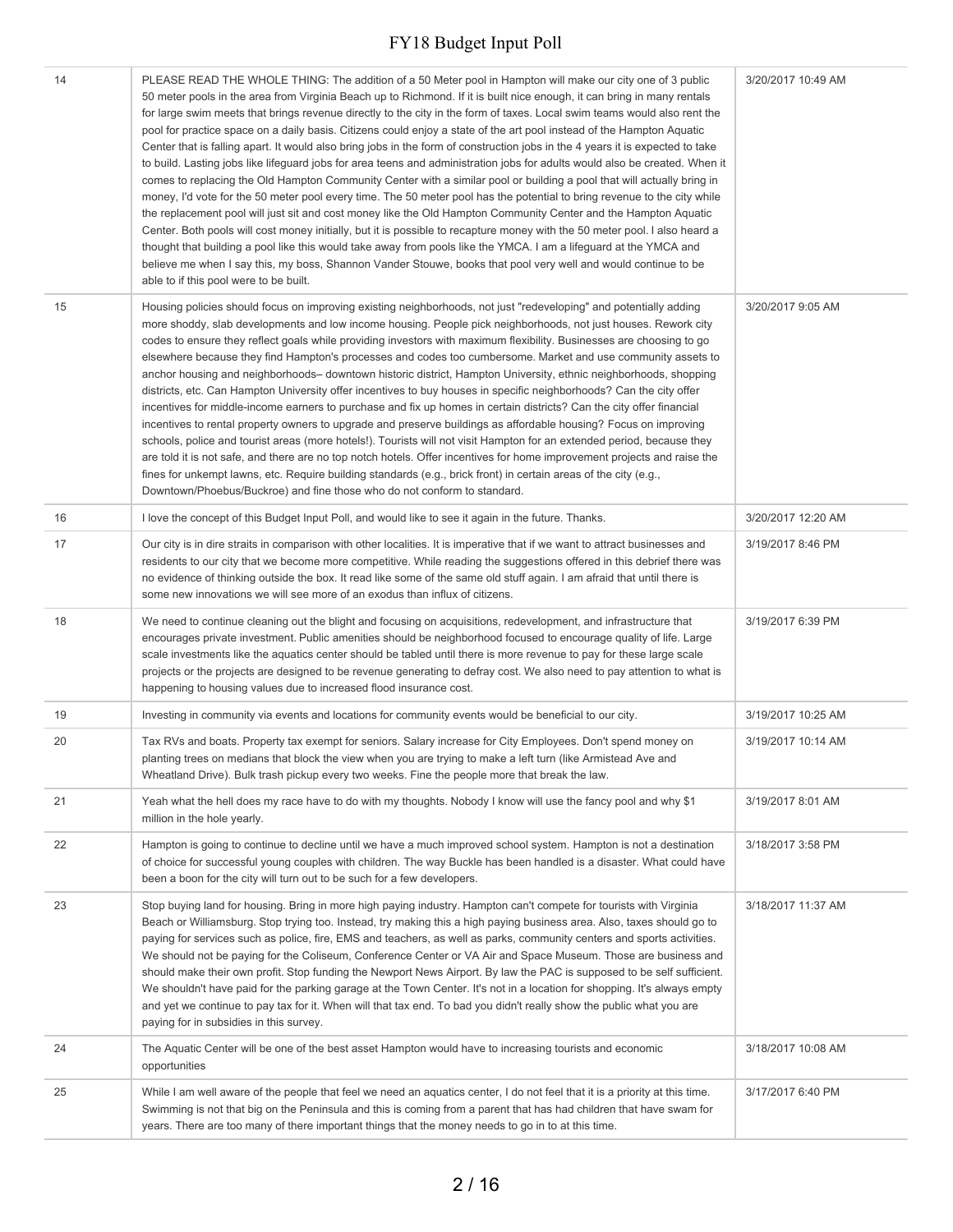| | | |
|---|---|---|
| 14 | PLEASE READ THE WHOLE THING: The addition of a 50 Meter pool in Hampton will make our city one of 3 public 50 meter pools in the area from Virginia Beach up to Richmond. If it is built nice enough, it can bring in many rentals for large swim meets that brings revenue directly to the city in the form of taxes. Local swim teams would also rent the pool for practice space on a daily basis. Citizens could enjoy a state of the art pool instead of the Hampton Aquatic Center that is falling apart. It would also bring jobs in the form of construction jobs in the 4 years it is expected to take to build. Lasting jobs like lifeguard jobs for area teens and administration jobs for adults would also be created. When it comes to replacing the Old Hampton Community Center with a similar pool or building a pool that will actually bring in money, I'd vote for the 50 meter pool every time. The 50 meter pool has the potential to bring revenue to the city while the replacement pool will just sit and cost money like the Old Hampton Community Center and the Hampton Aquatic Center. Both pools will cost money initially, but it is possible to recapture money with the 50 meter pool. I also heard a thought that building a pool like this would take away from pools like the YMCA. I am a lifeguard at the YMCA and believe me when I say this, my boss, Shannon Vander Stouwe, books that pool very well and would continue to be able to if this pool were to be built. | 3/20/2017 10:49 AM |
| 15 | Housing policies should focus on improving existing neighborhoods, not just "redeveloping" and potentially adding more shoddy, slab developments and low income housing. People pick neighborhoods, not just houses. Rework city codes to ensure they reflect goals while providing investors with maximum flexibility. Businesses are choosing to go elsewhere because they find Hampton's processes and codes too cumbersome. Market and use community assets to anchor housing and neighborhoods– downtown historic district, Hampton University, ethnic neighborhoods, shopping districts, etc. Can Hampton University offer incentives to buy houses in specific neighborhoods? Can the city offer incentives for middle-income earners to purchase and fix up homes in certain districts? Can the city offer financial incentives to rental property owners to upgrade and preserve buildings as affordable housing? Focus on improving schools, police and tourist areas (more hotels!). Tourists will not visit Hampton for an extended period, because they are told it is not safe, and there are no top notch hotels. Offer incentives for home improvement projects and raise the fines for unkempt lawns, etc. Require building standards (e.g., brick front) in certain areas of the city (e.g., Downtown/Phoebus/Buckroe) and fine those who do not conform to standard. | 3/20/2017 9:05 AM |
| 16 | I love the concept of this Budget Input Poll, and would like to see it again in the future. Thanks. | 3/20/2017 12:20 AM |
| 17 | Our city is in dire straits in comparison with other localities. It is imperative that if we want to attract businesses and residents to our city that we become more competitive. While reading the suggestions offered in this debrief there was no evidence of thinking outside the box. It read like some of the same old stuff again. I am afraid that until there is some new innovations we will see more of an exodus than influx of citizens. | 3/19/2017 8:46 PM |
| 18 | We need to continue cleaning out the blight and focusing on acquisitions, redevelopment, and infrastructure that encourages private investment. Public amenities should be neighborhood focused to encourage quality of life. Large scale investments like the aquatics center should be tabled until there is more revenue to pay for these large scale projects or the projects are designed to be revenue generating to defray cost. We also need to pay attention to what is happening to housing values due to increased flood insurance cost. | 3/19/2017 6:39 PM |
| 19 | Investing in community via events and locations for community events would be beneficial to our city. | 3/19/2017 10:25 AM |
| 20 | Tax RVs and boats. Property tax exempt for seniors. Salary increase for City Employees. Don't spend money on planting trees on medians that block the view when you are trying to make a left turn (like Armistead Ave and Wheatland Drive). Bulk trash pickup every two weeks. Fine the people more that break the law. | 3/19/2017 10:14 AM |
| 21 | Yeah what the hell does my race have to do with my thoughts. Nobody I know will use the fancy pool and why $1 million in the hole yearly. | 3/19/2017 8:01 AM |
| 22 | Hampton is going to continue to decline until we have a much improved school system. Hampton is not a destination of choice for successful young couples with children. The way Buckle has been handled is a disaster. What could have been a boon for the city will turn out to be such for a few developers. | 3/18/2017 3:58 PM |
| 23 | Stop buying land for housing. Bring in more high paying industry. Hampton can't compete for tourists with Virginia Beach or Williamsburg. Stop trying too. Instead, try making this a high paying business area. Also, taxes should go to paying for services such as police, fire, EMS and teachers, as well as parks, community centers and sports activities. We should not be paying for the Coliseum, Conference Center or VA Air and Space Museum. Those are business and should make their own profit. Stop funding the Newport News Airport. By law the PAC is supposed to be self sufficient. We shouldn't have paid for the parking garage at the Town Center. It's not in a location for shopping. It's always empty and yet we continue to pay tax for it. When will that tax end. To bad you didn't really show the public what you are paying for in subsidies in this survey. | 3/18/2017 11:37 AM |
| 24 | The Aquatic Center will be one of the best asset Hampton would have to increasing tourists and economic opportunities | 3/18/2017 10:08 AM |
| 25 | While I am well aware of the people that feel we need an aquatics center, I do not feel that it is a priority at this time. Swimming is not that big on the Peninsula and this is coming from a parent that has had children that have swam for years. There are too many of there important things that the money needs to go in to at this time. | 3/17/2017 6:40 PM |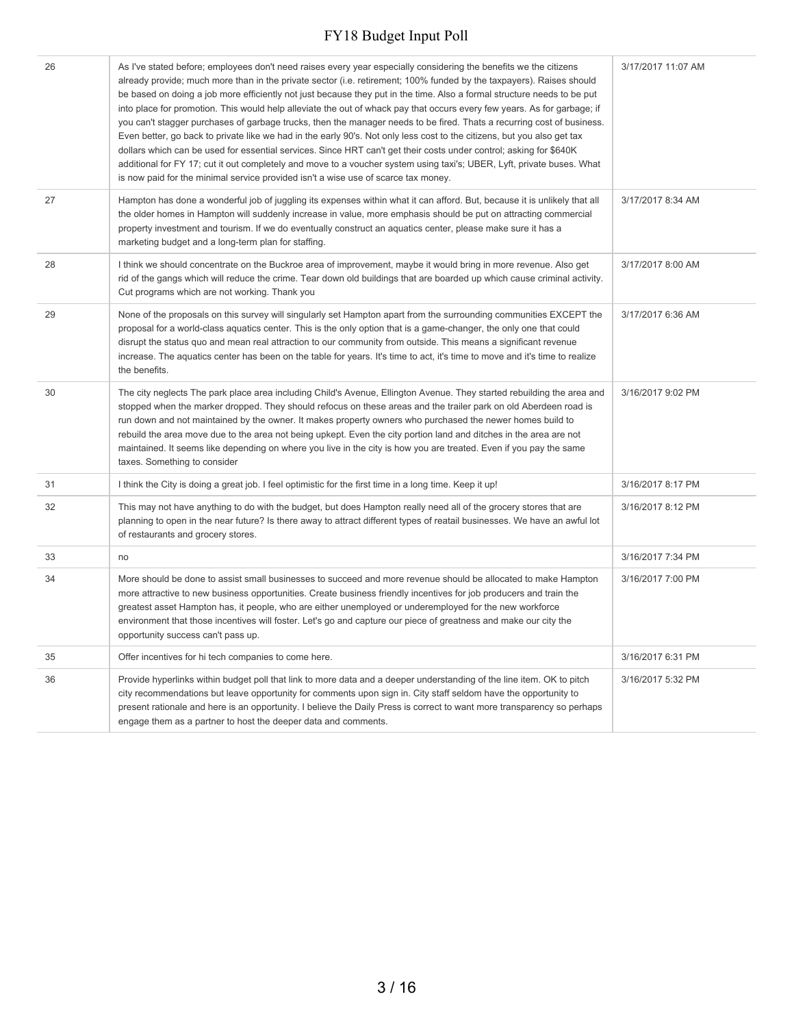| | | |
|---|---|---|
| 26 | As I've stated before; employees don't need raises every year especially considering the benefits we the citizens already provide; much more than in the private sector (i.e. retirement; 100% funded by the taxpayers). Raises should be based on doing a job more efficiently not just because they put in the time. Also a formal structure needs to be put into place for promotion. This would help alleviate the out of whack pay that occurs every few years. As for garbage; if you can't stagger purchases of garbage trucks, then the manager needs to be fired. Thats a recurring cost of business. Even better, go back to private like we had in the early 90's. Not only less cost to the citizens, but you also get tax dollars which can be used for essential services. Since HRT can't get their costs under control; asking for $640K additional for FY 17; cut it out completely and move to a voucher system using taxi's; UBER, Lyft, private buses. What is now paid for the minimal service provided isn't a wise use of scarce tax money. | 3/17/2017 11:07 AM |
| 27 | Hampton has done a wonderful job of juggling its expenses within what it can afford. But, because it is unlikely that all the older homes in Hampton will suddenly increase in value, more emphasis should be put on attracting commercial property investment and tourism. If we do eventually construct an aquatics center, please make sure it has a marketing budget and a long-term plan for staffing. | 3/17/2017 8:34 AM |
| 28 | I think we should concentrate on the Buckroe area of improvement, maybe it would bring in more revenue. Also get rid of the gangs which will reduce the crime. Tear down old buildings that are boarded up which cause criminal activity. Cut programs which are not working. Thank you | 3/17/2017 8:00 AM |
| 29 | None of the proposals on this survey will singularly set Hampton apart from the surrounding communities EXCEPT the proposal for a world-class aquatics center. This is the only option that is a game-changer, the only one that could disrupt the status quo and mean real attraction to our community from outside. This means a significant revenue increase. The aquatics center has been on the table for years. It's time to act, it's time to move and it's time to realize the benefits. | 3/17/2017 6:36 AM |
| 30 | The city neglects The park place area including Child's Avenue, Ellington Avenue. They started rebuilding the area and stopped when the marker dropped. They should refocus on these areas and the trailer park on old Aberdeen road is run down and not maintained by the owner. It makes property owners who purchased the newer homes build to rebuild the area move due to the area not being upkept. Even the city portion land and ditches in the area are not maintained. It seems like depending on where you live in the city is how you are treated. Even if you pay the same taxes. Something to consider | 3/16/2017 9:02 PM |
| 31 | I think the City is doing a great job. I feel optimistic for the first time in a long time. Keep it up! | 3/16/2017 8:17 PM |
| 32 | This may not have anything to do with the budget, but does Hampton really need all of the grocery stores that are planning to open in the near future? Is there away to attract different types of reatail businesses. We have an awful lot of restaurants and grocery stores. | 3/16/2017 8:12 PM |
| 33 | no | 3/16/2017 7:34 PM |
| 34 | More should be done to assist small businesses to succeed and more revenue should be allocated to make Hampton more attractive to new business opportunities. Create business friendly incentives for job producers and train the greatest asset Hampton has, it people, who are either unemployed or underemployed for the new workforce environment that those incentives will foster. Let's go and capture our piece of greatness and make our city the opportunity success can't pass up. | 3/16/2017 7:00 PM |
| 35 | Offer incentives for hi tech companies to come here. | 3/16/2017 6:31 PM |
| 36 | Provide hyperlinks within budget poll that link to more data and a deeper understanding of the line item. OK to pitch city recommendations but leave opportunity for comments upon sign in. City staff seldom have the opportunity to present rationale and here is an opportunity. I believe the Daily Press is correct to want more transparency so perhaps engage them as a partner to host the deeper data and comments. | 3/16/2017 5:32 PM |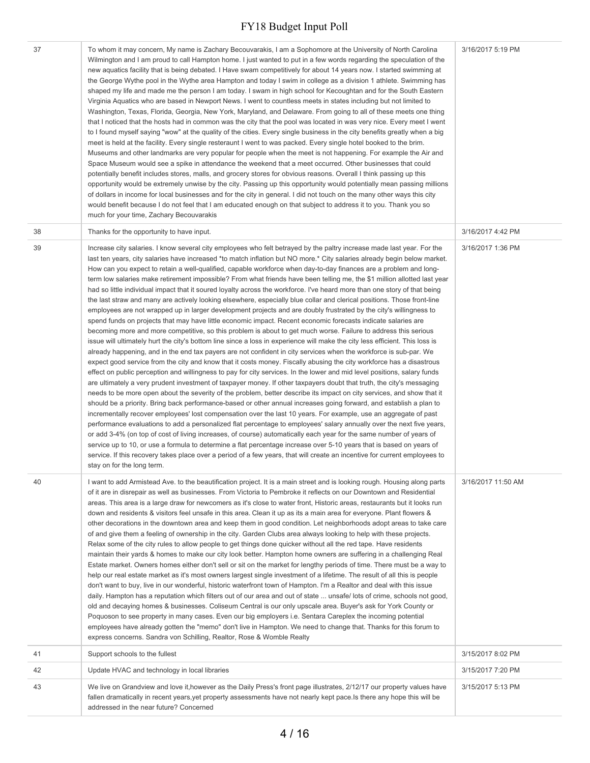| 37 | To whom it may concern, My name is Zachary Becouvarakis, I am a Sophomore at the University of North Carolina Wilmington and I am proud to call Hampton home. I just wanted to put in a few words regarding the speculation of the new aquatics facility that is being debated. I Have swam competitively for about 14 years now. I started swimming at the George Wythe pool in the Wythe area Hampton and today I swim in college as a division 1 athlete. Swimming has shaped my life and made me the person I am today. I swam in high school for Kecoughtan and for the South Eastern Virginia Aquatics who are based in Newport News. I went to countless meets in states including but not limited to Washington, Texas, Florida, Georgia, New York, Maryland, and Delaware. From going to all of these meets one thing that I noticed that the hosts had in common was the city that the pool was located in was very nice. Every meet I went to I found myself saying "wow" at the quality of the cities. Every single business in the city benefits greatly when a big meet is held at the facility. Every single resteraunt I went to was packed. Every single hotel booked to the brim. Museums and other landmarks are very popular for people when the meet is not happening. For example the Air and Space Museum would see a spike in attendance the weekend that a meet occurred. Other businesses that could potentially benefit includes stores, malls, and grocery stores for obvious reasons. Overall I think passing up this opportunity would be extremely unwise by the city. Passing up this opportunity would potentially mean passing millions of dollars in income for local businesses and for the city in general. I did not touch on the many other ways this city would benefit because I do not feel that I am educated enough on that subject to address it to you. Thank you so much for your time, Zachary Becouvarakis | 3/16/2017 5:19 PM |
|---|---|---|
| 38 | Thanks for the opportunity to have input. | 3/16/2017 4:42 PM |
| 39 | Increase city salaries. I know several city employees who felt betrayed by the paltry increase made last year. For the last ten years, city salaries have increased *to match inflation but NO more.* City salaries already begin below market. How can you expect to retain a well-qualified, capable workforce when day-to-day finances are a problem and long-term low salaries make retirement impossible? From what friends have been telling me, the $1 million allotted last year had so little individual impact that it soured loyalty across the workforce. I've heard more than one story of that being the last straw and many are actively looking elsewhere, especially blue collar and clerical positions. Those front-line employees are not wrapped up in larger development projects and are doubly frustrated by the city's willingness to spend funds on projects that may have little economic impact. Recent economic forecasts indicate salaries are becoming more and more competitive, so this problem is about to get much worse. Failure to address this serious issue will ultimately hurt the city's bottom line since a loss in experience will make the city less efficient. This loss is already happening, and in the end tax payers are not confident in city services when the workforce is sub-par. We expect good service from the city and know that it costs money. Fiscally abusing the city workforce has a disastrous effect on public perception and willingness to pay for city services. In the lower and mid level positions, salary funds are ultimately a very prudent investment of taxpayer money. If other taxpayers doubt that truth, the city's messaging needs to be more open about the severity of the problem, better describe its impact on city services, and show that it should be a priority. Bring back performance-based or other annual increases going forward, and establish a plan to incrementally recover employees' lost compensation over the last 10 years. For example, use an aggregate of past performance evaluations to add a personalized flat percentage to employees' salary annually over the next five years, or add 3-4% (on top of cost of living increases, of course) automatically each year for the same number of years of service up to 10, or use a formula to determine a flat percentage increase over 5-10 years that is based on years of service. If this recovery takes place over a period of a few years, that will create an incentive for current employees to stay on for the long term. | 3/16/2017 1:36 PM |
| 40 | I want to add Armistead Ave. to the beautification project. It is a main street and is looking rough. Housing along parts of it are in disrepair as well as businesses. From Victoria to Pembroke it reflects on our Downtown and Residential areas. This area is a large draw for newcomers as it's close to water front, Historic areas, restaurants but it looks run down and residents & visitors feel unsafe in this area. Clean it up as its a main area for everyone. Plant flowers & other decorations in the downtown area and keep them in good condition. Let neighborhoods adopt areas to take care of and give them a feeling of ownership in the city. Garden Clubs area always looking to help with these projects. Relax some of the city rules to allow people to get things done quicker without all the red tape. Have residents maintain their yards & homes to make our city look better. Hampton home owners are suffering in a challenging Real Estate market. Owners homes either don't sell or sit on the market for lengthy periods of time. There must be a way to help our real estate market as it's most owners largest single investment of a lifetime. The result of all this is people don't want to buy, live in our wonderful, historic waterfront town of Hampton. I'm a Realtor and deal with this issue daily. Hampton has a reputation which filters out of our area and out of state ... unsafe/ lots of crime, schools not good, old and decaying homes & businesses. Coliseum Central is our only upscale area. Buyer's ask for York County or Poquoson to see property in many cases. Even our big employers i.e. Sentara Careplex the incoming potential employees have already gotten the "memo" don't live in Hampton. We need to change that. Thanks for this forum to express concerns. Sandra von Schilling, Realtor, Rose & Womble Realty | 3/16/2017 11:50 AM |
| 41 | Support schools to the fullest | 3/15/2017 8:02 PM |
| 42 | Update HVAC and technology in local libraries | 3/15/2017 7:20 PM |
| 43 | We live on Grandview and love it,however as the Daily Press's front page illustrates, 2/12/17 our property values have fallen dramatically in recent years,yet property assessments have not nearly kept pace.Is there any hope this will be addressed in the near future? Concerned | 3/15/2017 5:13 PM |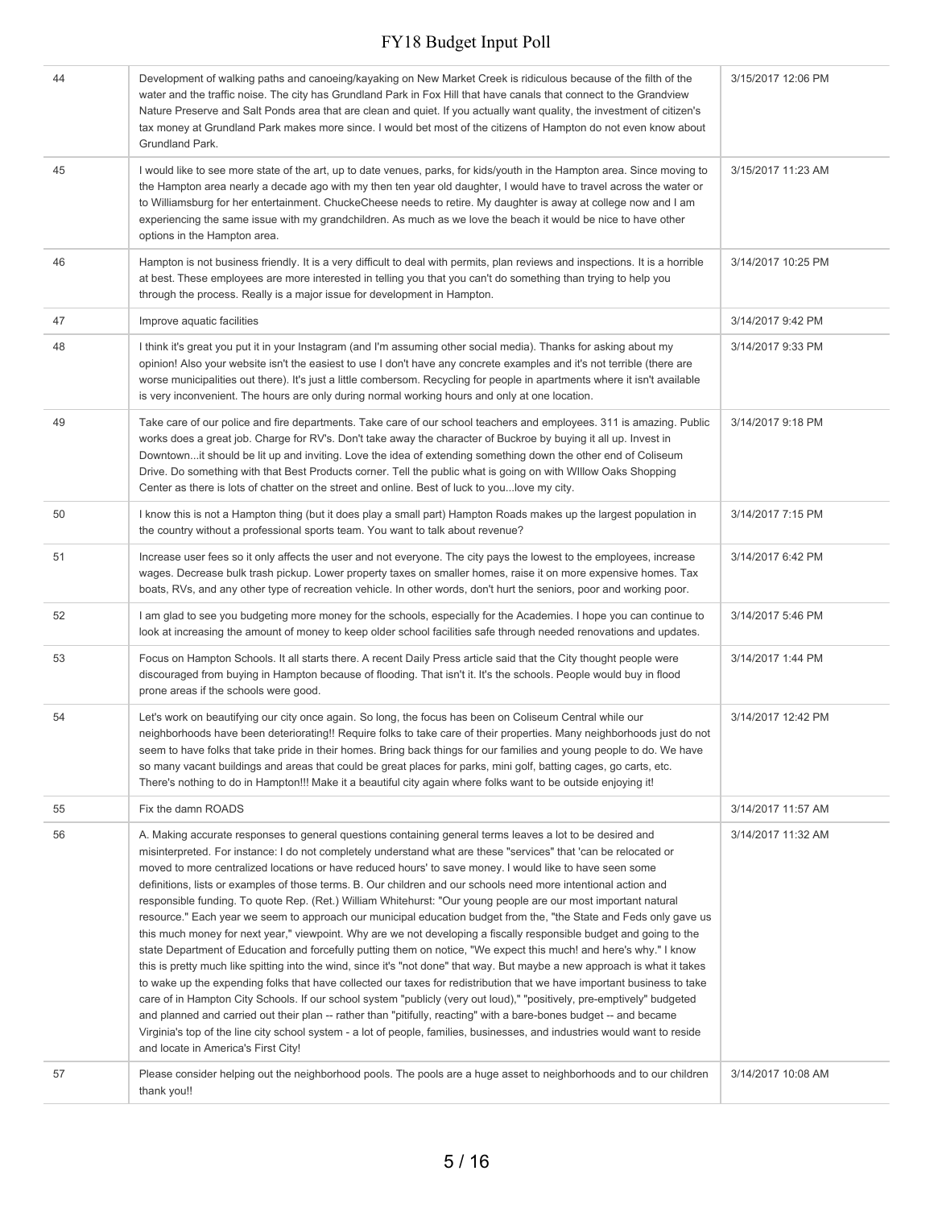| | | |
|---|---|---|
| 44 | Development of walking paths and canoeing/kayaking on New Market Creek is ridiculous because of the filth of the water and the traffic noise. The city has Grundland Park in Fox Hill that have canals that connect to the Grandview Nature Preserve and Salt Ponds area that are clean and quiet. If you actually want quality, the investment of citizen's tax money at Grundland Park makes more since. I would bet most of the citizens of Hampton do not even know about Grundland Park. | 3/15/2017 12:06 PM |
| 45 | I would like to see more state of the art, up to date venues, parks, for kids/youth in the Hampton area. Since moving to the Hampton area nearly a decade ago with my then ten year old daughter, I would have to travel across the water or to Williamsburg for her entertainment. ChuckeCheese needs to retire. My daughter is away at college now and I am experiencing the same issue with my grandchildren. As much as we love the beach it would be nice to have other options in the Hampton area. | 3/15/2017 11:23 AM |
| 46 | Hampton is not business friendly. It is a very difficult to deal with permits, plan reviews and inspections. It is a horrible at best. These employees are more interested in telling you that you can't do something than trying to help you through the process. Really is a major issue for development in Hampton. | 3/14/2017 10:25 PM |
| 47 | Improve aquatic facilities | 3/14/2017 9:42 PM |
| 48 | I think it's great you put it in your Instagram (and I'm assuming other social media). Thanks for asking about my opinion! Also your website isn't the easiest to use I don't have any concrete examples and it's not terrible (there are worse municipalities out there). It's just a little cumbersom. Recycling for people in apartments where it isn't available is very inconvenient. The hours are only during normal working hours and only at one location. | 3/14/2017 9:33 PM |
| 49 | Take care of our police and fire departments. Take care of our school teachers and employees. 311 is amazing. Public works does a great job. Charge for RV's. Don't take away the character of Buckroe by buying it all up. Invest in Downtown...it should be lit up and inviting. Love the idea of extending something down the other end of Coliseum Drive. Do something with that Best Products corner. Tell the public what is going on with WIllow Oaks Shopping Center as there is lots of chatter on the street and online. Best of luck to you...love my city. | 3/14/2017 9:18 PM |
| 50 | I know this is not a Hampton thing (but it does play a small part) Hampton Roads makes up the largest population in the country without a professional sports team. You want to talk about revenue? | 3/14/2017 7:15 PM |
| 51 | Increase user fees so it only affects the user and not everyone. The city pays the lowest to the employees, increase wages. Decrease bulk trash pickup. Lower property taxes on smaller homes, raise it on more expensive homes. Tax boats, RVs, and any other type of recreation vehicle. In other words, don't hurt the seniors, poor and working poor. | 3/14/2017 6:42 PM |
| 52 | I am glad to see you budgeting more money for the schools, especially for the Academies. I hope you can continue to look at increasing the amount of money to keep older school facilities safe through needed renovations and updates. | 3/14/2017 5:46 PM |
| 53 | Focus on Hampton Schools. It all starts there. A recent Daily Press article said that the City thought people were discouraged from buying in Hampton because of flooding. That isn't it. It's the schools. People would buy in flood prone areas if the schools were good. | 3/14/2017 1:44 PM |
| 54 | Let's work on beautifying our city once again. So long, the focus has been on Coliseum Central while our neighborhoods have been deteriorating!! Require folks to take care of their properties. Many neighborhoods just do not seem to have folks that take pride in their homes. Bring back things for our families and young people to do. We have so many vacant buildings and areas that could be great places for parks, mini golf, batting cages, go carts, etc. There's nothing to do in Hampton!!! Make it a beautiful city again where folks want to be outside enjoying it! | 3/14/2017 12:42 PM |
| 55 | Fix the damn ROADS | 3/14/2017 11:57 AM |
| 56 | A. Making accurate responses to general questions containing general terms leaves a lot to be desired and misinterpreted. For instance: I do not completely understand what are these "services" that 'can be relocated or moved to more centralized locations or have reduced hours' to save money. I would like to have seen some definitions, lists or examples of those terms. B. Our children and our schools need more intentional action and responsible funding. To quote Rep. (Ret.) William Whitehurst: "Our young people are our most important natural resource." Each year we seem to approach our municipal education budget from the, "the State and Feds only gave us this much money for next year," viewpoint. Why are we not developing a fiscally responsible budget and going to the state Department of Education and forcefully putting them on notice, "We expect this much! and here's why." I know this is pretty much like spitting into the wind, since it's "not done" that way. But maybe a new approach is what it takes to wake up the expending folks that have collected our taxes for redistribution that we have important business to take care of in Hampton City Schools. If our school system "publicly (very out loud)," "positively, pre-emptively" budgeted and planned and carried out their plan -- rather than "pitifully, reacting" with a bare-bones budget -- and became Virginia's top of the line city school system - a lot of people, families, businesses, and industries would want to reside and locate in America's First City! | 3/14/2017 11:32 AM |
| 57 | Please consider helping out the neighborhood pools. The pools are a huge asset to neighborhoods and to our children thank you!! | 3/14/2017 10:08 AM |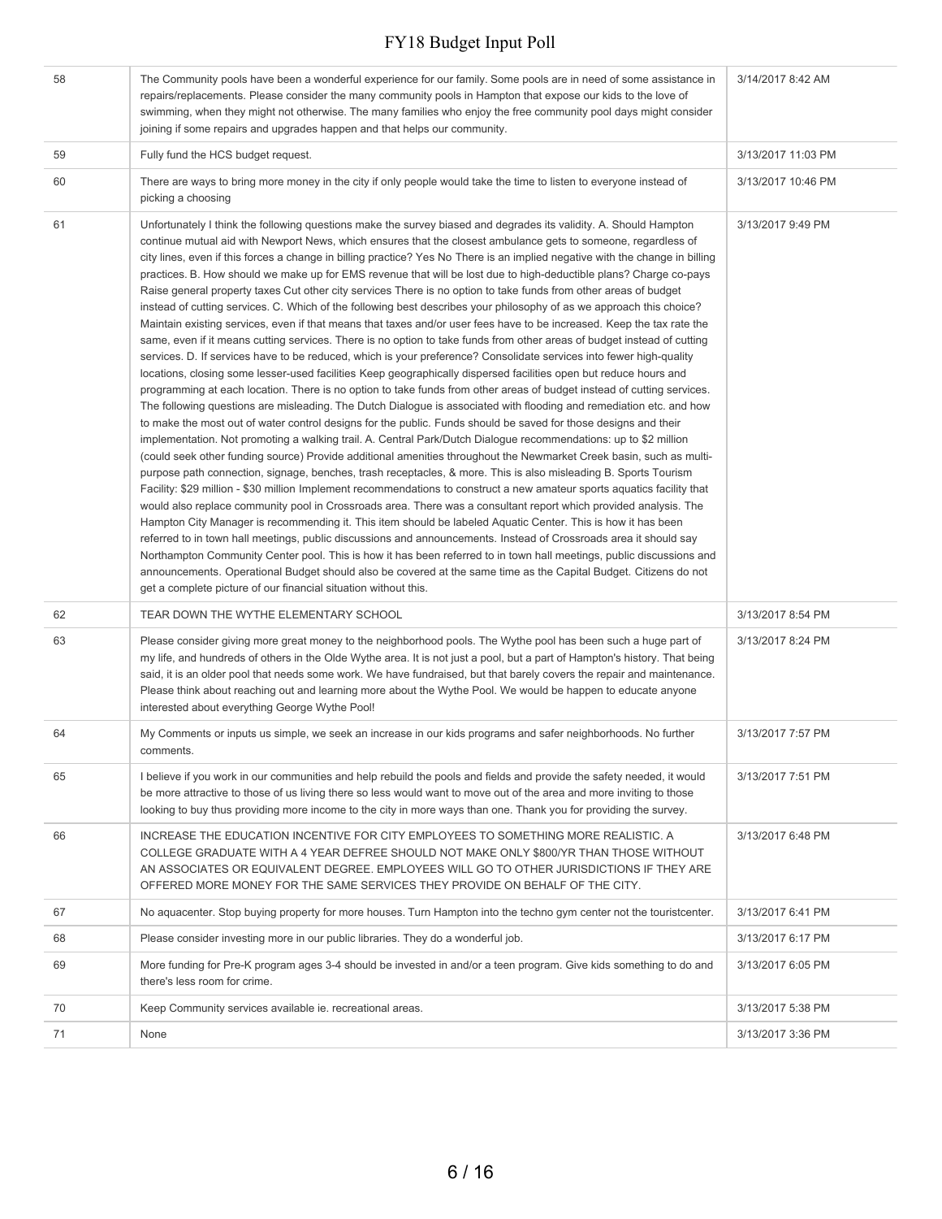| | | |
|---|---|---|
| 58 | The Community pools have been a wonderful experience for our family. Some pools are in need of some assistance in repairs/replacements. Please consider the many community pools in Hampton that expose our kids to the love of swimming, when they might not otherwise. The many families who enjoy the free community pool days might consider joining if some repairs and upgrades happen and that helps our community. | 3/14/2017 8:42 AM |
| 59 | Fully fund the HCS budget request. | 3/13/2017 11:03 PM |
| 60 | There are ways to bring more money in the city if only people would take the time to listen to everyone instead of picking a choosing | 3/13/2017 10:46 PM |
| 61 | Unfortunately I think the following questions make the survey biased and degrades its validity. A. Should Hampton continue mutual aid with Newport News, which ensures that the closest ambulance gets to someone, regardless of city lines, even if this forces a change in billing practice? Yes No There is an implied negative with the change in billing practices. B. How should we make up for EMS revenue that will be lost due to high-deductible plans? Charge co-pays Raise general property taxes Cut other city services There is no option to take funds from other areas of budget instead of cutting services. C. Which of the following best describes your philosophy of as we approach this choice? Maintain existing services, even if that means that taxes and/or user fees have to be increased. Keep the tax rate the same, even if it means cutting services. There is no option to take funds from other areas of budget instead of cutting services. D. If services have to be reduced, which is your preference? Consolidate services into fewer high-quality locations, closing some lesser-used facilities Keep geographically dispersed facilities open but reduce hours and programming at each location. There is no option to take funds from other areas of budget instead of cutting services. The following questions are misleading. The Dutch Dialogue is associated with flooding and remediation etc. and how to make the most out of water control designs for the public. Funds should be saved for those designs and their implementation. Not promoting a walking trail. A. Central Park/Dutch Dialogue recommendations: up to $2 million (could seek other funding source) Provide additional amenities throughout the Newmarket Creek basin, such as multi-purpose path connection, signage, benches, trash receptacles, & more. This is also misleading B. Sports Tourism Facility: $29 million - $30 million Implement recommendations to construct a new amateur sports aquatics facility that would also replace community pool in Crossroads area. There was a consultant report which provided analysis. The Hampton City Manager is recommending it. This item should be labeled Aquatic Center. This is how it has been referred to in town hall meetings, public discussions and announcements. Instead of Crossroads area it should say Northampton Community Center pool. This is how it has been referred to in town hall meetings, public discussions and announcements. Operational Budget should also be covered at the same time as the Capital Budget. Citizens do not get a complete picture of our financial situation without this. | 3/13/2017 9:49 PM |
| 62 | TEAR DOWN THE WYTHE ELEMENTARY SCHOOL | 3/13/2017 8:54 PM |
| 63 | Please consider giving more great money to the neighborhood pools. The Wythe pool has been such a huge part of my life, and hundreds of others in the Olde Wythe area. It is not just a pool, but a part of Hampton's history. That being said, it is an older pool that needs some work. We have fundraised, but that barely covers the repair and maintenance. Please think about reaching out and learning more about the Wythe Pool. We would be happen to educate anyone interested about everything George Wythe Pool! | 3/13/2017 8:24 PM |
| 64 | My Comments or inputs us simple, we seek an increase in our kids programs and safer neighborhoods. No further comments. | 3/13/2017 7:57 PM |
| 65 | I believe if you work in our communities and help rebuild the pools and fields and provide the safety needed, it would be more attractive to those of us living there so less would want to move out of the area and more inviting to those looking to buy thus providing more income to the city in more ways than one. Thank you for providing the survey. | 3/13/2017 7:51 PM |
| 66 | INCREASE THE EDUCATION INCENTIVE FOR CITY EMPLOYEES TO SOMETHING MORE REALISTIC. A COLLEGE GRADUATE WITH A 4 YEAR DEFREE SHOULD NOT MAKE ONLY $800/YR THAN THOSE WITHOUT AN ASSOCIATES OR EQUIVALENT DEGREE. EMPLOYEES WILL GO TO OTHER JURISDICTIONS IF THEY ARE OFFERED MORE MONEY FOR THE SAME SERVICES THEY PROVIDE ON BEHALF OF THE CITY. | 3/13/2017 6:48 PM |
| 67 | No aquacenter. Stop buying property for more houses. Turn Hampton into the techno gym center not the touristcenter. | 3/13/2017 6:41 PM |
| 68 | Please consider investing more in our public libraries. They do a wonderful job. | 3/13/2017 6:17 PM |
| 69 | More funding for Pre-K program ages 3-4 should be invested in and/or a teen program. Give kids something to do and there's less room for crime. | 3/13/2017 6:05 PM |
| 70 | Keep Community services available ie. recreational areas. | 3/13/2017 5:38 PM |
| 71 | None | 3/13/2017 3:36 PM |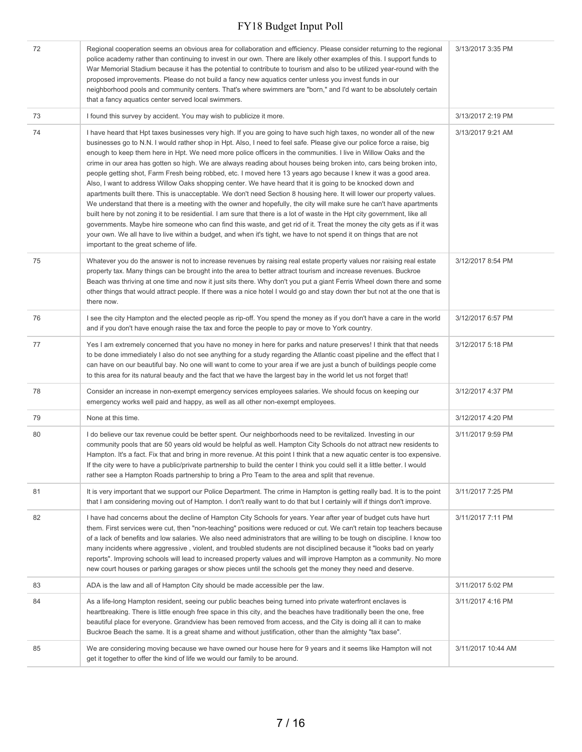| | | |
|---|---|---|
| 72 | Regional cooperation seems an obvious area for collaboration and efficiency. Please consider returning to the regional police academy rather than continuing to invest in our own. There are likely other examples of this. I support funds to War Memorial Stadium because it has the potential to contribute to tourism and also to be utilized year-round with the proposed improvements. Please do not build a fancy new aquatics center unless you invest funds in our neighborhood pools and community centers. That's where swimmers are "born," and I'd want to be absolutely certain that a fancy aquatics center served local swimmers. | 3/13/2017 3:35 PM |
| 73 | I found this survey by accident. You may wish to publicize it more. | 3/13/2017 2:19 PM |
| 74 | I have heard that Hpt taxes businesses very high. If you are going to have such high taxes, no wonder all of the new businesses go to N.N. I would rather shop in Hpt. Also, I need to feel safe. Please give our police force a raise, big enough to keep them here in Hpt. We need more police officers in the communities. I live in Willow Oaks and the crime in our area has gotten so high. We are always reading about houses being broken into, cars being broken into, people getting shot, Farm Fresh being robbed, etc. I moved here 13 years ago because I knew it was a good area. Also, I want to address Willow Oaks shopping center. We have heard that it is going to be knocked down and apartments built there. This is unacceptable. We don't need Section 8 housing here. It will lower our property values. We understand that there is a meeting with the owner and hopefully, the city will make sure he can't have apartments built here by not zoning it to be residential. I am sure that there is a lot of waste in the Hpt city government, like all governments. Maybe hire someone who can find this waste, and get rid of it. Treat the money the city gets as if it was your own. We all have to live within a budget, and when it's tight, we have to not spend it on things that are not important to the great scheme of life. | 3/13/2017 9:21 AM |
| 75 | Whatever you do the answer is not to increase revenues by raising real estate property values nor raising real estate property tax. Many things can be brought into the area to better attract tourism and increase revenues. Buckroe Beach was thriving at one time and now it just sits there. Why don't you put a giant Ferris Wheel down there and some other things that would attract people. If there was a nice hotel I would go and stay down ther but not at the one that is there now. | 3/12/2017 8:54 PM |
| 76 | I see the city Hampton and the elected people as rip-off. You spend the money as if you don't have a care in the world and if you don't have enough raise the tax and force the people to pay or move to York country. | 3/12/2017 6:57 PM |
| 77 | Yes I am extremely concerned that you have no money in here for parks and nature preserves! I think that that needs to be done immediately I also do not see anything for a study regarding the Atlantic coast pipeline and the effect that I can have on our beautiful bay. No one will want to come to your area if we are just a bunch of buildings people come to this area for its natural beauty and the fact that we have the largest bay in the world let us not forget that! | 3/12/2017 5:18 PM |
| 78 | Consider an increase in non-exempt emergency services employees salaries. We should focus on keeping our emergency works well paid and happy, as well as all other non-exempt employees. | 3/12/2017 4:37 PM |
| 79 | None at this time. | 3/12/2017 4:20 PM |
| 80 | I do believe our tax revenue could be better spent. Our neighborhoods need to be revitalized. Investing in our community pools that are 50 years old would be helpful as well. Hampton City Schools do not attract new residents to Hampton. It's a fact. Fix that and bring in more revenue. At this point I think that a new aquatic center is too expensive. If the city were to have a public/private partnership to build the center I think you could sell it a little better. I would rather see a Hampton Roads partnership to bring a Pro Team to the area and split that revenue. | 3/11/2017 9:59 PM |
| 81 | It is very important that we support our Police Department. The crime in Hampton is getting really bad. It is to the point that I am considering moving out of Hampton. I don't really want to do that but I certainly will if things don't improve. | 3/11/2017 7:25 PM |
| 82 | I have had concerns about the decline of Hampton City Schools for years. Year after year of budget cuts have hurt them. First services were cut, then "non-teaching" positions were reduced or cut. We can't retain top teachers because of a lack of benefits and low salaries. We also need administrators that are willing to be tough on discipline. I know too many incidents where aggressive , violent, and troubled students are not disciplined because it "looks bad on yearly reports". Improving schools will lead to increased property values and will improve Hampton as a community. No more new court houses or parking garages or show pieces until the schools get the money they need and deserve. | 3/11/2017 7:11 PM |
| 83 | ADA is the law and all of Hampton City should be made accessible per the law. | 3/11/2017 5:02 PM |
| 84 | As a life-long Hampton resident, seeing our public beaches being turned into private waterfront enclaves is heartbreaking. There is little enough free space in this city, and the beaches have traditionally been the one, free beautiful place for everyone. Grandview has been removed from access, and the City is doing all it can to make Buckroe Beach the same. It is a great shame and without justification, other than the almighty "tax base". | 3/11/2017 4:16 PM |
| 85 | We are considering moving because we have owned our house here for 9 years and it seems like Hampton will not get it together to offer the kind of life we would our family to be around. | 3/11/2017 10:44 AM |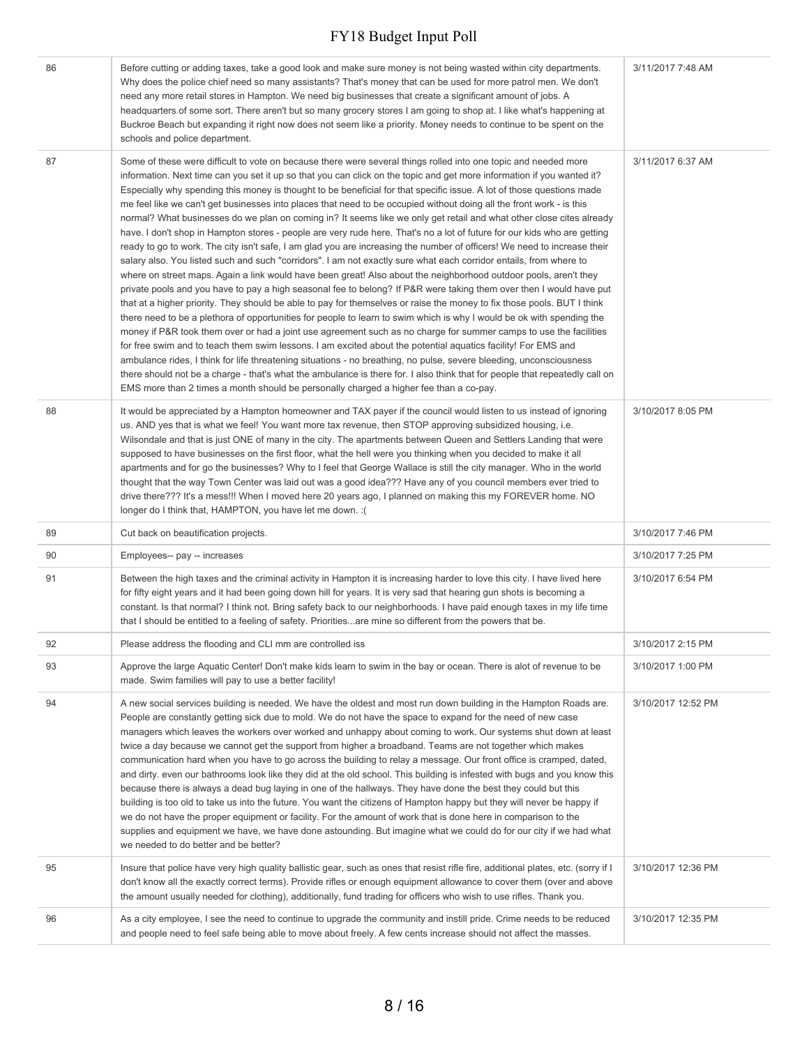| | | |
|---|---|---|
| 86 | Before cutting or adding taxes, take a good look and make sure money is not being wasted within city departments. Why does the police chief need so many assistants? That's money that can be used for more patrol men. We don't need any more retail stores in Hampton. We need big businesses that create a significant amount of jobs. A headquarters of some sort. There aren't but so many grocery stores I am going to shop at. I like what's happening at Buckroe Beach but expanding it right now does not seem like a priority. Money needs to continue to be spent on the schools and police department. | 3/11/2017 7:48 AM |
| 87 | Some of these were difficult to vote on because there were several things rolled into one topic and needed more information. Next time can you set it up so that you can click on the topic and get more information if you wanted it? Especially why spending this money is thought to be beneficial for that specific issue. A lot of those questions made me feel like we can't get businesses into places that need to be occupied without doing all the front work - is this normal? What businesses do we plan on coming in? It seems like we only get retail and what other close cites already have. I don't shop in Hampton stores - people are very rude here. That's no a lot of future for our kids who are getting ready to go to work. The city isn't safe, I am glad you are increasing the number of officers! We need to increase their salary also. You listed such and such "corridors". I am not exactly sure what each corridor entails, from where to where on street maps. Again a link would have been great! Also about the neighborhood outdoor pools, aren't they private pools and you have to pay a high seasonal fee to belong? If P&R were taking them over then I would have put that at a higher priority. They should be able to pay for themselves or raise the money to fix those pools. BUT I think there need to be a plethora of opportunities for people to learn to swim which is why I would be ok with spending the money if P&R took them over or had a joint use agreement such as no charge for summer camps to use the facilities for free swim and to teach them swim lessons. I am excited about the potential aquatics facility! For EMS and ambulance rides, I think for life threatening situations - no breathing, no pulse, severe bleeding, unconsciousness there should not be a charge - that's what the ambulance is there for. I also think that for people that repeatedly call on EMS more than 2 times a month should be personally charged a higher fee than a co-pay. | 3/11/2017 6:37 AM |
| 88 | It would be appreciated by a Hampton homeowner and TAX payer if the council would listen to us instead of ignoring us. AND yes that is what we feel! You want more tax revenue, then STOP approving subsidized housing, i.e. Wilsondale and that is just ONE of many in the city. The apartments between Queen and Settlers Landing that were supposed to have businesses on the first floor, what the hell were you thinking when you decided to make it all apartments and for go the businesses? Why to I feel that George Wallace is still the city manager. Who in the world thought that the way Town Center was laid out was a good idea??? Have any of you council members ever tried to drive there??? It's a mess!!! When I moved here 20 years ago, I planned on making this my FOREVER home. NO longer do I think that, HAMPTON, you have let me down. :( | 3/10/2017 8:05 PM |
| 89 | Cut back on beautification projects. | 3/10/2017 7:46 PM |
| 90 | Employees-- pay -- increases | 3/10/2017 7:25 PM |
| 91 | Between the high taxes and the criminal activity in Hampton it is increasing harder to love this city. I have lived here for fifty eight years and it had been going down hill for years. It is very sad that hearing gun shots is becoming a constant. Is that normal? I think not. Bring safety back to our neighborhoods. I have paid enough taxes in my life time that I should be entitled to a feeling of safety. Priorities...are mine so different from the powers that be. | 3/10/2017 6:54 PM |
| 92 | Please address the flooding and CLI mm are controlled iss | 3/10/2017 2:15 PM |
| 93 | Approve the large Aquatic Center! Don't make kids learn to swim in the bay or ocean. There is alot of revenue to be made. Swim families will pay to use a better facility! | 3/10/2017 1:00 PM |
| 94 | A new social services building is needed. We have the oldest and most run down building in the Hampton Roads are. People are constantly getting sick due to mold. We do not have the space to expand for the need of new case managers which leaves the workers over worked and unhappy about coming to work. Our systems shut down at least twice a day because we cannot get the support from higher a broadband. Teams are not together which makes communication hard when you have to go across the building to relay a message. Our front office is cramped, dated, and dirty. even our bathrooms look like they did at the old school. This building is infested with bugs and you know this because there is always a dead bug laying in one of the hallways. They have done the best they could but this building is too old to take us into the future. You want the citizens of Hampton happy but they will never be happy if we do not have the proper equipment or facility. For the amount of work that is done here in comparison to the supplies and equipment we have, we have done astounding. But imagine what we could do for our city if we had what we needed to do better and be better? | 3/10/2017 12:52 PM |
| 95 | Insure that police have very high quality ballistic gear, such as ones that resist rifle fire, additional plates, etc. (sorry if I don't know all the exactly correct terms). Provide rifles or enough equipment allowance to cover them (over and above the amount usually needed for clothing), additionally, fund trading for officers who wish to use rifles. Thank you. | 3/10/2017 12:36 PM |
| 96 | As a city employee, I see the need to continue to upgrade the community and instill pride. Crime needs to be reduced and people need to feel safe being able to move about freely. A few cents increase should not affect the masses. | 3/10/2017 12:35 PM |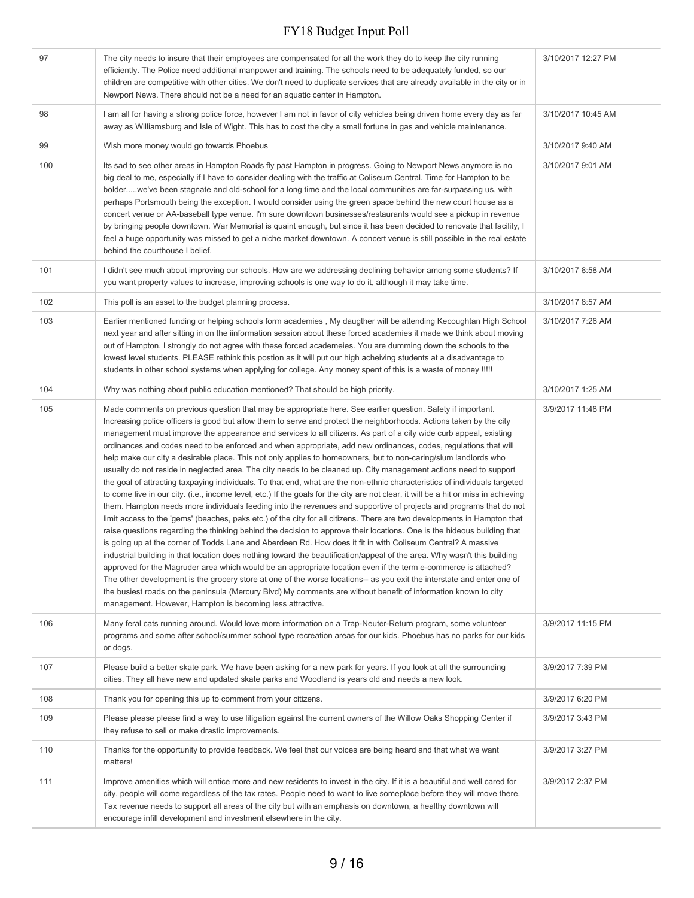| 97 | The city needs to insure that their employees are compensated for all the work they do to keep the city running efficiently. The Police need additional manpower and training. The schools need to be adequately funded, so our children are competitive with other cities. We don't need to duplicate services that are already available in the city or in Newport News. There should not be a need for an aquatic center in Hampton. | 3/10/2017 12:27 PM |
|---|---|---|
| 98 | I am all for having a strong police force, however I am not in favor of city vehicles being driven home every day as far away as Williamsburg and Isle of Wight. This has to cost the city a small fortune in gas and vehicle maintenance. | 3/10/2017 10:45 AM |
| 99 | Wish more money would go towards Phoebus | 3/10/2017 9:40 AM |
| 100 | Its sad to see other areas in Hampton Roads fly past Hampton in progress. Going to Newport News anymore is no big deal to me, especially if I have to consider dealing with the traffic at Coliseum Central. Time for Hampton to be bolder.....we've been stagnate and old-school for a long time and the local communities are far-surpassing us, with perhaps Portsmouth being the exception. I would consider using the green space behind the new court house as a concert venue or AA-baseball type venue. I'm sure downtown businesses/restaurants would see a pickup in revenue by bringing people downtown. War Memorial is quaint enough, but since it has been decided to renovate that facility, I feel a huge opportunity was missed to get a niche market downtown. A concert venue is still possible in the real estate behind the courthouse I belief. | 3/10/2017 9:01 AM |
| 101 | I didn't see much about improving our schools. How are we addressing declining behavior among some students? If you want property values to increase, improving schools is one way to do it, although it may take time. | 3/10/2017 8:58 AM |
| 102 | This poll is an asset to the budget planning process. | 3/10/2017 8:57 AM |
| 103 | Earlier mentioned funding or helping schools form academies , My daugther will be attending Kecoughtan High School next year and after sitting in on the iinformation session about these forced academies it made we think about moving out of Hampton. I strongly do not agree with these forced academeies. You are dumming down the schools to the lowest level students. PLEASE rethink this postion as it will put our high acheiving students at a disadvantage to students in other school systems when applying for college. Any money spent of this is a waste of money !!!!! | 3/10/2017 7:26 AM |
| 104 | Why was nothing about public education mentioned? That should be high priority. | 3/10/2017 1:25 AM |
| 105 | Made comments on previous question that may be appropriate here. See earlier question. Safety if important. Increasing police officers is good but allow them to serve and protect the neighborhoods. Actions taken by the city management must improve the appearance and services to all citizens. As part of a city wide curb appeal, existing ordinances and codes need to be enforced and when appropriate, add new ordinances, codes, regulations that will help make our city a desirable place. This not only applies to homeowners, but to non-caring/slum landlords who usually do not reside in neglected area. The city needs to be cleaned up. City management actions need to support the goal of attracting taxpaying individuals. To that end, what are the non-ethnic characteristics of individuals targeted to come live in our city. (i.e., income level, etc.) If the goals for the city are not clear, it will be a hit or miss in achieving them. Hampton needs more individuals feeding into the revenues and supportive of projects and programs that do not limit access to the 'gems' (beaches, paks etc.) of the city for all citizens. There are two developments in Hampton that raise questions regarding the thinking behind the decision to approve their locations. One is the hideous building that is going up at the corner of Todds Lane and Aberdeen Rd. How does it fit in with Coliseum Central? A massive industrial building in that location does nothing toward the beautification/appeal of the area. Why wasn't this building approved for the Magruder area which would be an appropriate location even if the term e-commerce is attached? The other development is the grocery store at one of the worse locations-- as you exit the interstate and enter one of the busiest roads on the peninsula (Mercury Blvd) My comments are without benefit of information known to city management. However, Hampton is becoming less attractive. | 3/9/2017 11:48 PM |
| 106 | Many feral cats running around. Would love more information on a Trap-Neuter-Return program, some volunteer programs and some after school/summer school type recreation areas for our kids. Phoebus has no parks for our kids or dogs. | 3/9/2017 11:15 PM |
| 107 | Please build a better skate park. We have been asking for a new park for years. If you look at all the surrounding cities. They all have new and updated skate parks and Woodland is years old and needs a new look. | 3/9/2017 7:39 PM |
| 108 | Thank you for opening this up to comment from your citizens. | 3/9/2017 6:20 PM |
| 109 | Please please please find a way to use litigation against the current owners of the Willow Oaks Shopping Center if they refuse to sell or make drastic improvements. | 3/9/2017 3:43 PM |
| 110 | Thanks for the opportunity to provide feedback. We feel that our voices are being heard and that what we want matters! | 3/9/2017 3:27 PM |
| 111 | Improve amenities which will entice more and new residents to invest in the city. If it is a beautiful and well cared for city, people will come regardless of the tax rates. People need to want to live someplace before they will move there. Tax revenue needs to support all areas of the city but with an emphasis on downtown, a healthy downtown will encourage infill development and investment elsewhere in the city. | 3/9/2017 2:37 PM |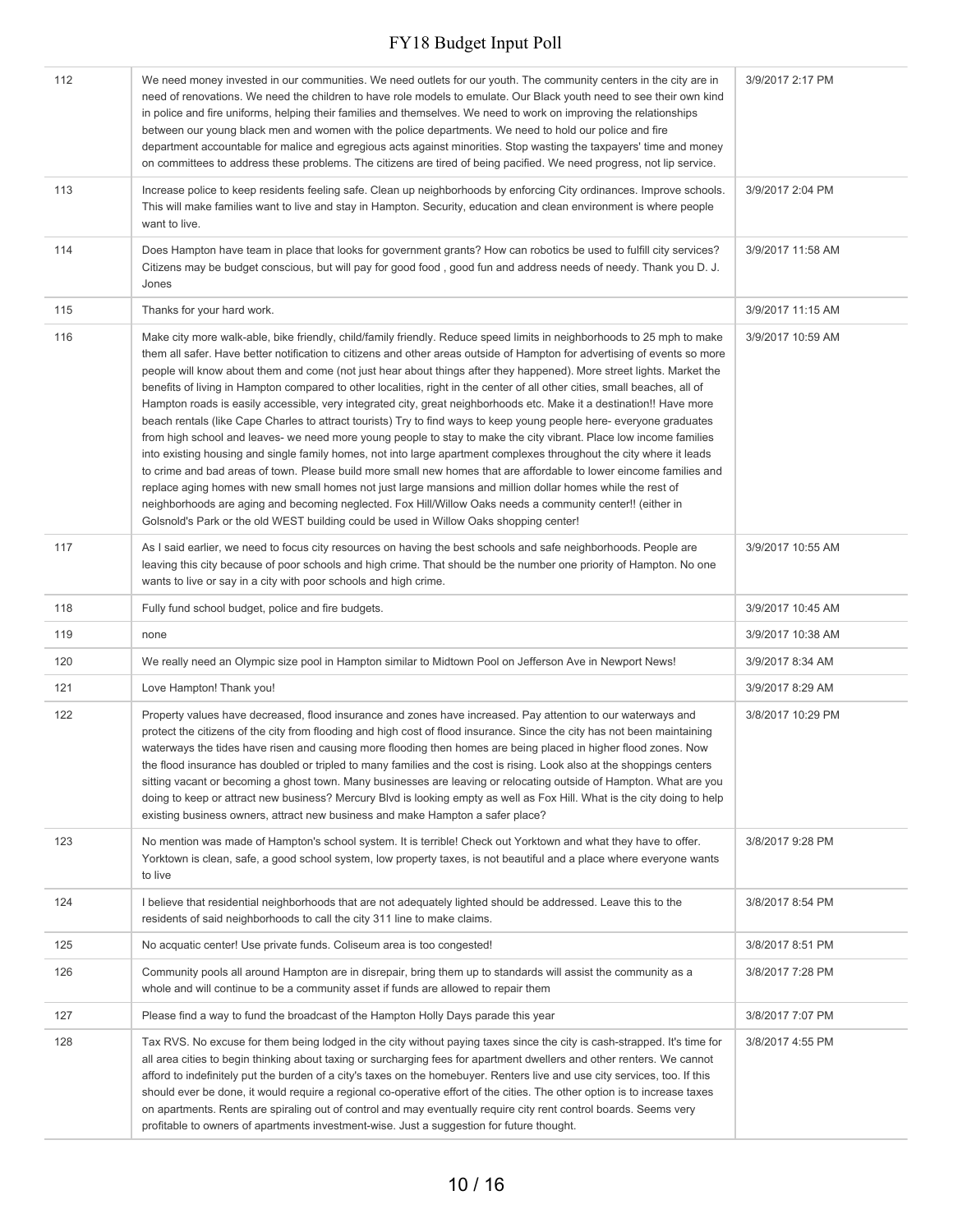| | | |
|---|---|---|
| 112 | We need money invested in our communities. We need outlets for our youth. The community centers in the city are in need of renovations. We need the children to have role models to emulate. Our Black youth need to see their own kind in police and fire uniforms, helping their families and themselves. We need to work on improving the relationships between our young black men and women with the police departments. We need to hold our police and fire department accountable for malice and egregious acts against minorities. Stop wasting the taxpayers' time and money on committees to address these problems. The citizens are tired of being pacified. We need progress, not lip service. | 3/9/2017 2:17 PM |
| 113 | Increase police to keep residents feeling safe. Clean up neighborhoods by enforcing City ordinances. Improve schools. This will make families want to live and stay in Hampton. Security, education and clean environment is where people want to live. | 3/9/2017 2:04 PM |
| 114 | Does Hampton have team in place that looks for government grants? How can robotics be used to fulfill city services? Citizens may be budget conscious, but will pay for good food , good fun and address needs of needy. Thank you D. J. Jones | 3/9/2017 11:58 AM |
| 115 | Thanks for your hard work. | 3/9/2017 11:15 AM |
| 116 | Make city more walk-able, bike friendly, child/family friendly. Reduce speed limits in neighborhoods to 25 mph to make them all safer. Have better notification to citizens and other areas outside of Hampton for advertising of events so more people will know about them and come (not just hear about things after they happened). More street lights. Market the benefits of living in Hampton compared to other localities, right in the center of all other cities, small beaches, all of Hampton roads is easily accessible, very integrated city, great neighborhoods etc. Make it a destination!! Have more beach rentals (like Cape Charles to attract tourists) Try to find ways to keep young people here- everyone graduates from high school and leaves- we need more young people to stay to make the city vibrant. Place low income families into existing housing and single family homes, not into large apartment complexes throughout the city where it leads to crime and bad areas of town. Please build more small new homes that are affordable to lower eincome families and replace aging homes with new small homes not just large mansions and million dollar homes while the rest of neighborhoods are aging and becoming neglected. Fox Hill/Willow Oaks needs a community center!! (either in Golsnold's Park or the old WEST building could be used in Willow Oaks shopping center! | 3/9/2017 10:59 AM |
| 117 | As I said earlier, we need to focus city resources on having the best schools and safe neighborhoods. People are leaving this city because of poor schools and high crime. That should be the number one priority of Hampton. No one wants to live or say in a city with poor schools and high crime. | 3/9/2017 10:55 AM |
| 118 | Fully fund school budget, police and fire budgets. | 3/9/2017 10:45 AM |
| 119 | none | 3/9/2017 10:38 AM |
| 120 | We really need an Olympic size pool in Hampton similar to Midtown Pool on Jefferson Ave in Newport News! | 3/9/2017 8:34 AM |
| 121 | Love Hampton! Thank you! | 3/9/2017 8:29 AM |
| 122 | Property values have decreased, flood insurance and zones have increased. Pay attention to our waterways and protect the citizens of the city from flooding and high cost of flood insurance. Since the city has not been maintaining waterways the tides have risen and causing more flooding then homes are being placed in higher flood zones. Now the flood insurance has doubled or tripled to many families and the cost is rising. Look also at the shoppings centers sitting vacant or becoming a ghost town. Many businesses are leaving or relocating outside of Hampton. What are you doing to keep or attract new business? Mercury Blvd is looking empty as well as Fox Hill. What is the city doing to help existing business owners, attract new business and make Hampton a safer place? | 3/8/2017 10:29 PM |
| 123 | No mention was made of Hampton's school system. It is terrible! Check out Yorktown and what they have to offer. Yorktown is clean, safe, a good school system, low property taxes, is not beautiful and a place where everyone wants to live | 3/8/2017 9:28 PM |
| 124 | I believe that residential neighborhoods that are not adequately lighted should be addressed. Leave this to the residents of said neighborhoods to call the city 311 line to make claims. | 3/8/2017 8:54 PM |
| 125 | No acquatic center! Use private funds. Coliseum area is too congested! | 3/8/2017 8:51 PM |
| 126 | Community pools all around Hampton are in disrepair, bring them up to standards will assist the community as a whole and will continue to be a community asset if funds are allowed to repair them | 3/8/2017 7:28 PM |
| 127 | Please find a way to fund the broadcast of the Hampton Holly Days parade this year | 3/8/2017 7:07 PM |
| 128 | Tax RVS. No excuse for them being lodged in the city without paying taxes since the city is cash-strapped. It's time for all area cities to begin thinking about taxing or surcharging fees for apartment dwellers and other renters. We cannot afford to indefinitely put the burden of a city's taxes on the homebuyer. Renters live and use city services, too. If this should ever be done, it would require a regional co-operative effort of the cities. The other option is to increase taxes on apartments. Rents are spiraling out of control and may eventually require city rent control boards. Seems very profitable to owners of apartments investment-wise. Just a suggestion for future thought. | 3/8/2017 4:55 PM |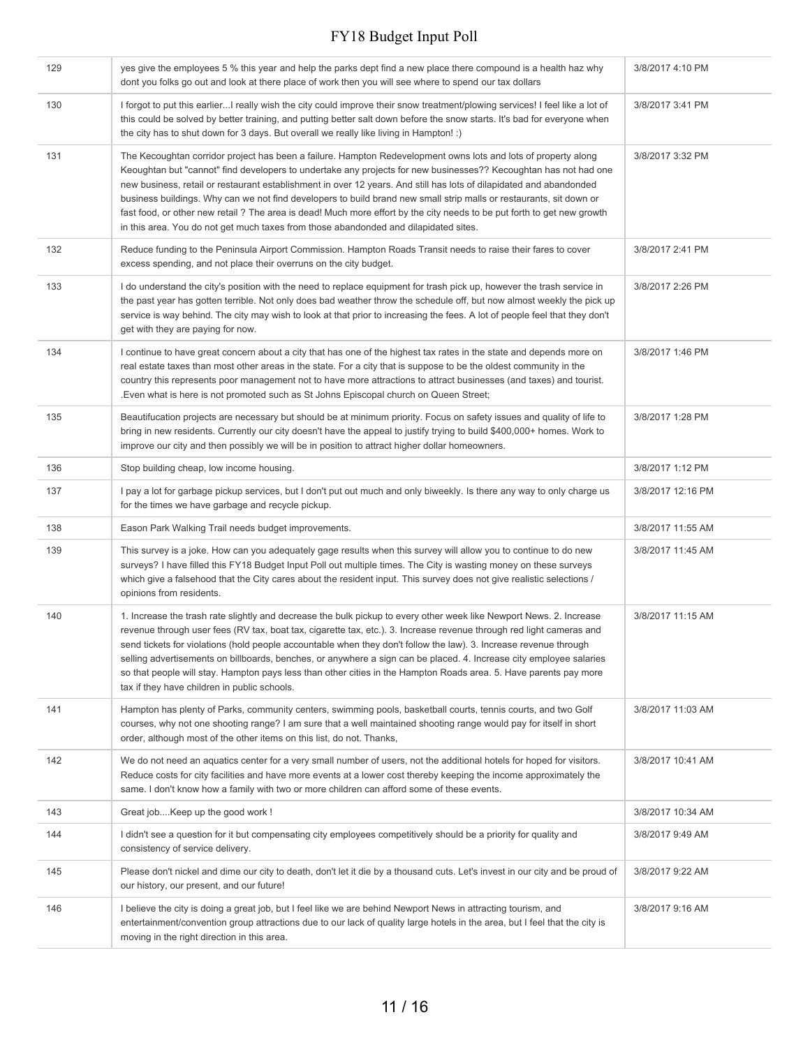| | | |
|---|---|---|
| 129 | yes give the employees 5 % this year and help the parks dept find a new place there compound is a health haz why dont you folks go out and look at there place of work then you will see where to spend our tax dollars | 3/8/2017 4:10 PM |
| 130 | I forgot to put this earlier...I really wish the city could improve their snow treatment/plowing services! I feel like a lot of this could be solved by better training, and putting better salt down before the snow starts. It's bad for everyone when the city has to shut down for 3 days. But overall we really like living in Hampton! :) | 3/8/2017 3:41 PM |
| 131 | The Kecoughtan corridor project has been a failure. Hampton Redevelopment owns lots and lots of property along Keoughtan but "cannot" find developers to undertake any projects for new businesses?? Kecoughtan has not had one new business, retail or restaurant establishment in over 12 years. And still has lots of dilapidated and abandonded business buildings. Why can we not find developers to build brand new small strip malls or restaurants, sit down or fast food, or other new retail ? The area is dead! Much more effort by the city needs to be put forth to get new growth in this area. You do not get much taxes from those abandonded and dilapidated sites. | 3/8/2017 3:32 PM |
| 132 | Reduce funding to the Peninsula Airport Commission. Hampton Roads Transit needs to raise their fares to cover excess spending, and not place their overruns on the city budget. | 3/8/2017 2:41 PM |
| 133 | I do understand the city's position with the need to replace equipment for trash pick up, however the trash service in the past year has gotten terrible. Not only does bad weather throw the schedule off, but now almost weekly the pick up service is way behind. The city may wish to look at that prior to increasing the fees. A lot of people feel that they don't get with they are paying for now. | 3/8/2017 2:26 PM |
| 134 | I continue to have great concern about a city that has one of the highest tax rates in the state and depends more on real estate taxes than most other areas in the state. For a city that is suppose to be the oldest community in the country this represents poor management not to have more attractions to attract businesses (and taxes) and tourist. .Even what is here is not promoted such as St Johns Episcopal church on Queen Street; | 3/8/2017 1:46 PM |
| 135 | Beautifucation projects are necessary but should be at minimum priority. Focus on safety issues and quality of life to bring in new residents. Currently our city doesn't have the appeal to justify trying to build $400,000+ homes. Work to improve our city and then possibly we will be in position to attract higher dollar homeowners. | 3/8/2017 1:28 PM |
| 136 | Stop building cheap, low income housing. | 3/8/2017 1:12 PM |
| 137 | I pay a lot for garbage pickup services, but I don't put out much and only biweekly. Is there any way to only charge us for the times we have garbage and recycle pickup. | 3/8/2017 12:16 PM |
| 138 | Eason Park Walking Trail needs budget improvements. | 3/8/2017 11:55 AM |
| 139 | This survey is a joke. How can you adequately gage results when this survey will allow you to continue to do new surveys? I have filled this FY18 Budget Input Poll out multiple times. The City is wasting money on these surveys which give a falsehood that the City cares about the resident input. This survey does not give realistic selections / opinions from residents. | 3/8/2017 11:45 AM |
| 140 | 1. Increase the trash rate slightly and decrease the bulk pickup to every other week like Newport News. 2. Increase revenue through user fees (RV tax, boat tax, cigarette tax, etc.). 3. Increase revenue through red light cameras and send tickets for violations (hold people accountable when they don't follow the law). 3. Increase revenue through selling advertisements on billboards, benches, or anywhere a sign can be placed. 4. Increase city employee salaries so that people will stay. Hampton pays less than other cities in the Hampton Roads area. 5. Have parents pay more tax if they have children in public schools. | 3/8/2017 11:15 AM |
| 141 | Hampton has plenty of Parks, community centers, swimming pools, basketball courts, tennis courts, and two Golf courses, why not one shooting range? I am sure that a well maintained shooting range would pay for itself in short order, although most of the other items on this list, do not. Thanks, | 3/8/2017 11:03 AM |
| 142 | We do not need an aquatics center for a very small number of users, not the additional hotels for hoped for visitors. Reduce costs for city facilities and have more events at a lower cost thereby keeping the income approximately the same. I don't know how a family with two or more children can afford some of these events. | 3/8/2017 10:41 AM |
| 143 | Great job....Keep up the good work ! | 3/8/2017 10:34 AM |
| 144 | I didn't see a question for it but compensating city employees competitively should be a priority for quality and consistency of service delivery. | 3/8/2017 9:49 AM |
| 145 | Please don't nickel and dime our city to death, don't let it die by a thousand cuts. Let's invest in our city and be proud of our history, our present, and our future! | 3/8/2017 9:22 AM |
| 146 | I believe the city is doing a great job, but I feel like we are behind Newport News in attracting tourism, and entertainment/convention group attractions due to our lack of quality large hotels in the area, but I feel that the city is moving in the right direction in this area. | 3/8/2017 9:16 AM |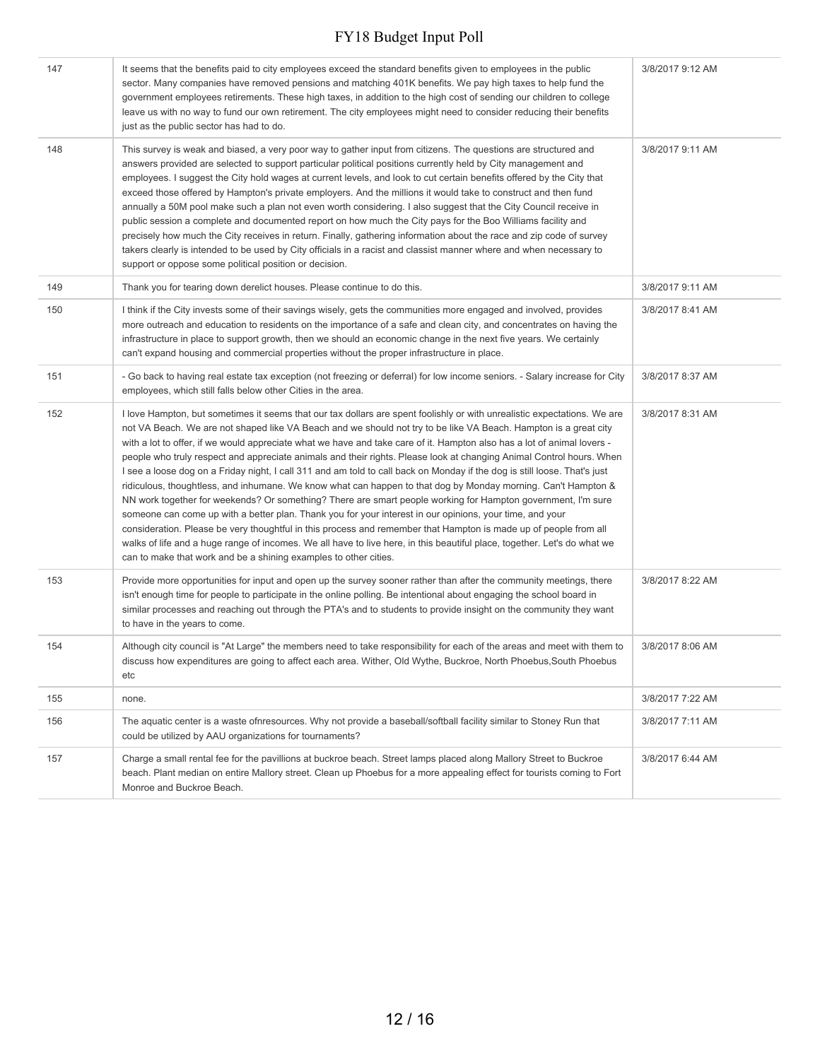| | | |
|---|---|---|
| 147 | It seems that the benefits paid to city employees exceed the standard benefits given to employees in the public sector. Many companies have removed pensions and matching 401K benefits. We pay high taxes to help fund the government employees retirements. These high taxes, in addition to the high cost of sending our children to college leave us with no way to fund our own retirement. The city employees might need to consider reducing their benefits just as the public sector has had to do. | 3/8/2017 9:12 AM |
| 148 | This survey is weak and biased, a very poor way to gather input from citizens. The questions are structured and answers provided are selected to support particular political positions currently held by City management and employees. I suggest the City hold wages at current levels, and look to cut certain benefits offered by the City that exceed those offered by Hampton's private employers. And the millions it would take to construct and then fund annually a 50M pool make such a plan not even worth considering. I also suggest that the City Council receive in public session a complete and documented report on how much the City pays for the Boo Williams facility and precisely how much the City receives in return. Finally, gathering information about the race and zip code of survey takers clearly is intended to be used by City officials in a racist and classist manner where and when necessary to support or oppose some political position or decision. | 3/8/2017 9:11 AM |
| 149 | Thank you for tearing down derelict houses. Please continue to do this. | 3/8/2017 9:11 AM |
| 150 | I think if the City invests some of their savings wisely, gets the communities more engaged and involved, provides more outreach and education to residents on the importance of a safe and clean city, and concentrates on having the infrastructure in place to support growth, then we should an economic change in the next five years. We certainly can't expand housing and commercial properties without the proper infrastructure in place. | 3/8/2017 8:41 AM |
| 151 | - Go back to having real estate tax exception (not freezing or deferral) for low income seniors. - Salary increase for City employees, which still falls below other Cities in the area. | 3/8/2017 8:37 AM |
| 152 | I love Hampton, but sometimes it seems that our tax dollars are spent foolishly or with unrealistic expectations. We are not VA Beach. We are not shaped like VA Beach and we should not try to be like VA Beach. Hampton is a great city with a lot to offer, if we would appreciate what we have and take care of it. Hampton also has a lot of animal lovers - people who truly respect and appreciate animals and their rights. Please look at changing Animal Control hours. When I see a loose dog on a Friday night, I call 311 and am told to call back on Monday if the dog is still loose. That's just ridiculous, thoughtless, and inhumane. We know what can happen to that dog by Monday morning. Can't Hampton & NN work together for weekends? Or something? There are smart people working for Hampton government, I'm sure someone can come up with a better plan. Thank you for your interest in our opinions, your time, and your consideration. Please be very thoughtful in this process and remember that Hampton is made up of people from all walks of life and a huge range of incomes. We all have to live here, in this beautiful place, together. Let's do what we can to make that work and be a shining examples to other cities. | 3/8/2017 8:31 AM |
| 153 | Provide more opportunities for input and open up the survey sooner rather than after the community meetings, there isn't enough time for people to participate in the online polling. Be intentional about engaging the school board in similar processes and reaching out through the PTA's and to students to provide insight on the community they want to have in the years to come. | 3/8/2017 8:22 AM |
| 154 | Although city council is "At Large" the members need to take responsibility for each of the areas and meet with them to discuss how expenditures are going to affect each area. Wither, Old Wythe, Buckroe, North Phoebus,South Phoebus etc | 3/8/2017 8:06 AM |
| 155 | none. | 3/8/2017 7:22 AM |
| 156 | The aquatic center is a waste ofnresources. Why not provide a baseball/softball facility similar to Stoney Run that could be utilized by AAU organizations for tournaments? | 3/8/2017 7:11 AM |
| 157 | Charge a small rental fee for the pavillions at buckroe beach. Street lamps placed along Mallory Street to Buckroe beach. Plant median on entire Mallory street. Clean up Phoebus for a more appealing effect for tourists coming to Fort Monroe and Buckroe Beach. | 3/8/2017 6:44 AM |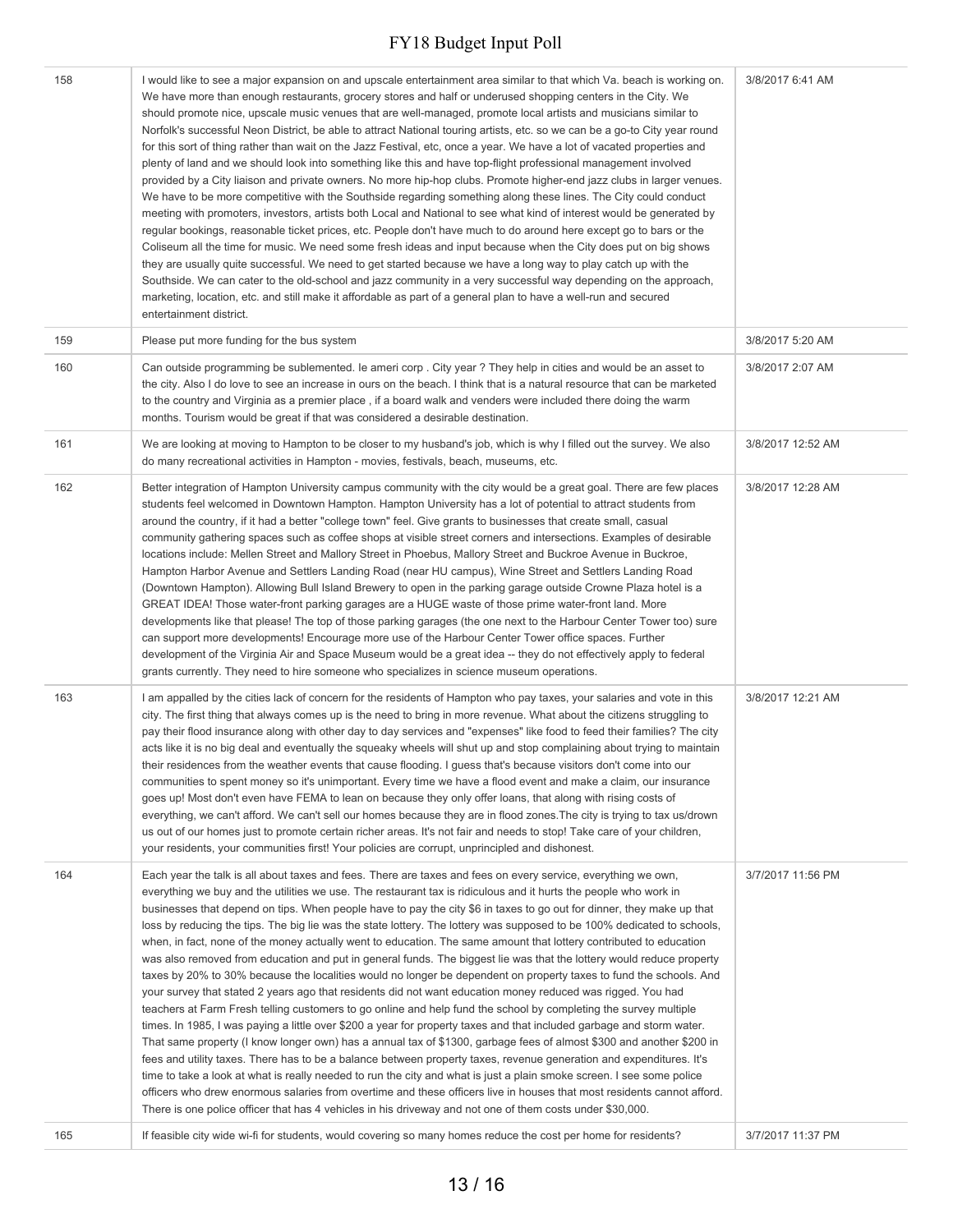| | | |
|---|---|---|
| 158 | I would like to see a major expansion on and upscale entertainment area similar to that which Va. beach is working on. We have more than enough restaurants, grocery stores and half or underused shopping centers in the City. We should promote nice, upscale music venues that are well-managed, promote local artists and musicians similar to Norfolk's successful Neon District, be able to attract National touring artists, etc. so we can be a go-to City year round for this sort of thing rather than wait on the Jazz Festival, etc, once a year. We have a lot of vacated properties and plenty of land and we should look into something like this and have top-flight professional management involved provided by a City liaison and private owners. No more hip-hop clubs. Promote higher-end jazz clubs in larger venues. We have to be more competitive with the Southside regarding something along these lines. The City could conduct meeting with promoters, investors, artists both Local and National to see what kind of interest would be generated by regular bookings, reasonable ticket prices, etc. People don't have much to do around here except go to bars or the Coliseum all the time for music. We need some fresh ideas and input because when the City does put on big shows they are usually quite successful. We need to get started because we have a long way to play catch up with the Southside. We can cater to the old-school and jazz community in a very successful way depending on the approach, marketing, location, etc. and still make it affordable as part of a general plan to have a well-run and secured entertainment district. | 3/8/2017 6:41 AM |
| 159 | Please put more funding for the bus system | 3/8/2017 5:20 AM |
| 160 | Can outside programming be sublemented. Ie ameri corp . City year ? They help in cities and would be an asset to the city. Also I do love to see an increase in ours on the beach. I think that is a natural resource that can be marketed to the country and Virginia as a premier place , if a board walk and venders were included there doing the warm months. Tourism would be great if that was considered a desirable destination. | 3/8/2017 2:07 AM |
| 161 | We are looking at moving to Hampton to be closer to my husband's job, which is why I filled out the survey. We also do many recreational activities in Hampton - movies, festivals, beach, museums, etc. | 3/8/2017 12:52 AM |
| 162 | Better integration of Hampton University campus community with the city would be a great goal. There are few places students feel welcomed in Downtown Hampton. Hampton University has a lot of potential to attract students from around the country, if it had a better "college town" feel. Give grants to businesses that create small, casual community gathering spaces such as coffee shops at visible street corners and intersections. Examples of desirable locations include: Mellen Street and Mallory Street in Phoebus, Mallory Street and Buckroe Avenue in Buckroe, Hampton Harbor Avenue and Settlers Landing Road (near HU campus), Wine Street and Settlers Landing Road (Downtown Hampton). Allowing Bull Island Brewery to open in the parking garage outside Crowne Plaza hotel is a GREAT IDEA! Those water-front parking garages are a HUGE waste of those prime water-front land. More developments like that please! The top of those parking garages (the one next to the Harbour Center Tower too) sure can support more developments! Encourage more use of the Harbour Center Tower office spaces. Further development of the Virginia Air and Space Museum would be a great idea -- they do not effectively apply to federal grants currently. They need to hire someone who specializes in science museum operations. | 3/8/2017 12:28 AM |
| 163 | I am appalled by the cities lack of concern for the residents of Hampton who pay taxes, your salaries and vote in this city. The first thing that always comes up is the need to bring in more revenue. What about the citizens struggling to pay their flood insurance along with other day to day services and "expenses" like food to feed their families? The city acts like it is no big deal and eventually the squeaky wheels will shut up and stop complaining about trying to maintain their residences from the weather events that cause flooding. I guess that's because visitors don't come into our communities to spent money so it's unimportant. Every time we have a flood event and make a claim, our insurance goes up! Most don't even have FEMA to lean on because they only offer loans, that along with rising costs of everything, we can't afford. We can't sell our homes because they are in flood zones.The city is trying to tax us/drown us out of our homes just to promote certain richer areas. It's not fair and needs to stop! Take care of your children, your residents, your communities first! Your policies are corrupt, unprincipled and dishonest. | 3/8/2017 12:21 AM |
| 164 | Each year the talk is all about taxes and fees. There are taxes and fees on every service, everything we own, everything we buy and the utilities we use. The restaurant tax is ridiculous and it hurts the people who work in businesses that depend on tips. When people have to pay the city $6 in taxes to go out for dinner, they make up that loss by reducing the tips. The big lie was the state lottery. The lottery was supposed to be 100% dedicated to schools, when, in fact, none of the money actually went to education. The same amount that lottery contributed to education was also removed from education and put in general funds. The biggest lie was that the lottery would reduce property taxes by 20% to 30% because the localities would no longer be dependent on property taxes to fund the schools. And your survey that stated 2 years ago that residents did not want education money reduced was rigged. You had teachers at Farm Fresh telling customers to go online and help fund the school by completing the survey multiple times. In 1985, I was paying a little over $200 a year for property taxes and that included garbage and storm water. That same property (I know longer own) has a annual tax of $1300, garbage fees of almost $300 and another $200 in fees and utility taxes. There has to be a balance between property taxes, revenue generation and expenditures. It's time to take a look at what is really needed to run the city and what is just a plain smoke screen. I see some police officers who drew enormous salaries from overtime and these officers live in houses that most residents cannot afford. There is one police officer that has 4 vehicles in his driveway and not one of them costs under $30,000. | 3/7/2017 11:56 PM |
| 165 | If feasible city wide wi-fi for students, would covering so many homes reduce the cost per home for residents? | 3/7/2017 11:37 PM |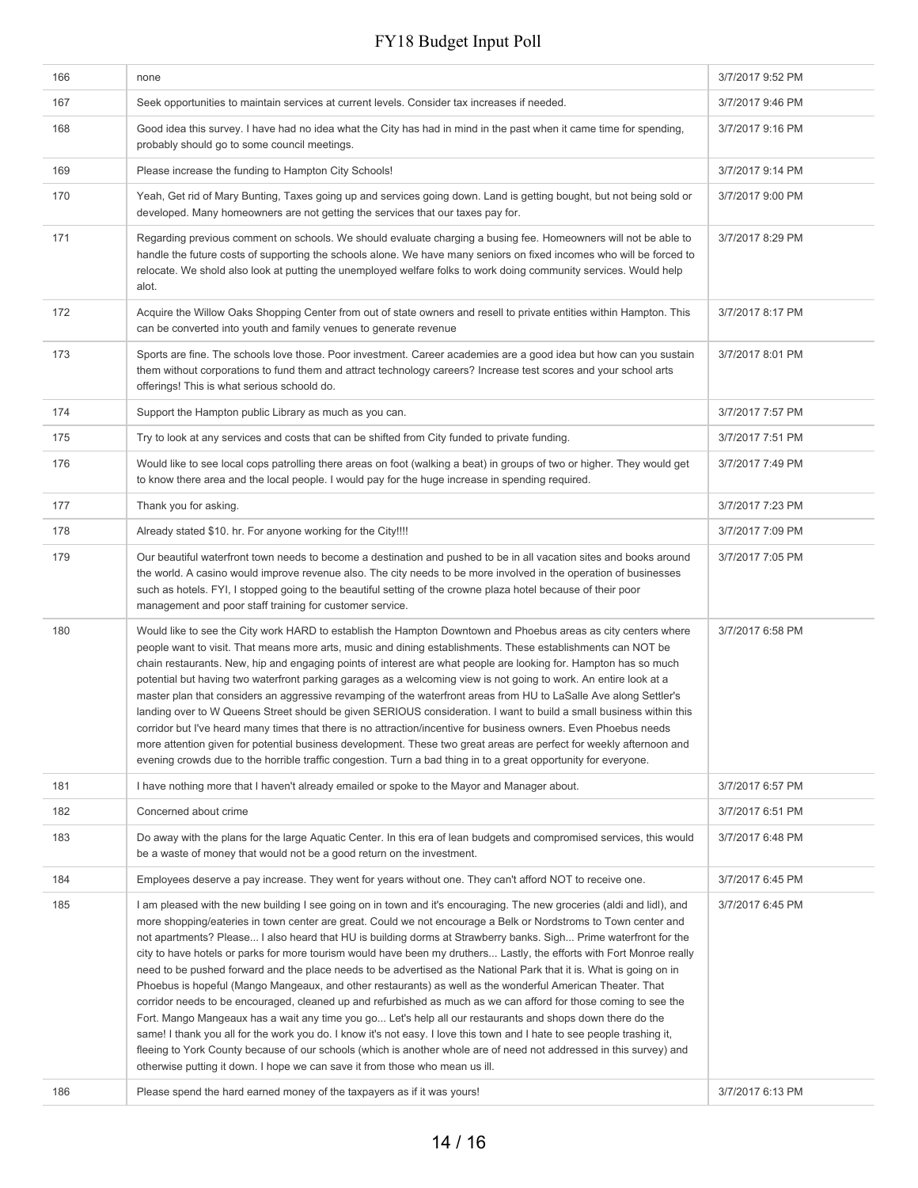| | | |
|---|---|---|
| 166 | none | 3/7/2017 9:52 PM |
| 167 | Seek opportunities to maintain services at current levels. Consider tax increases if needed. | 3/7/2017 9:46 PM |
| 168 | Good idea this survey. I have had no idea what the City has had in mind in the past when it came time for spending, probably should go to some council meetings. | 3/7/2017 9:16 PM |
| 169 | Please increase the funding to Hampton City Schools! | 3/7/2017 9:14 PM |
| 170 | Yeah, Get rid of Mary Bunting, Taxes going up and services going down. Land is getting bought, but not being sold or developed. Many homeowners are not getting the services that our taxes pay for. | 3/7/2017 9:00 PM |
| 171 | Regarding previous comment on schools. We should evaluate charging a busing fee. Homeowners will not be able to handle the future costs of supporting the schools alone. We have many seniors on fixed incomes who will be forced to relocate. We shold also look at putting the unemployed welfare folks to work doing community services. Would help alot. | 3/7/2017 8:29 PM |
| 172 | Acquire the Willow Oaks Shopping Center from out of state owners and resell to private entities within Hampton. This can be converted into youth and family venues to generate revenue | 3/7/2017 8:17 PM |
| 173 | Sports are fine. The schools love those. Poor investment. Career academies are a good idea but how can you sustain them without corporations to fund them and attract technology careers? Increase test scores and your school arts offerings! This is what serious schoold do. | 3/7/2017 8:01 PM |
| 174 | Support the Hampton public Library as much as you can. | 3/7/2017 7:57 PM |
| 175 | Try to look at any services and costs that can be shifted from City funded to private funding. | 3/7/2017 7:51 PM |
| 176 | Would like to see local cops patrolling there areas on foot (walking a beat) in groups of two or higher. They would get to know there area and the local people. I would pay for the huge increase in spending required. | 3/7/2017 7:49 PM |
| 177 | Thank you for asking. | 3/7/2017 7:23 PM |
| 178 | Already stated $10. hr. For anyone working for the City!!!! | 3/7/2017 7:09 PM |
| 179 | Our beautiful waterfront town needs to become a destination and pushed to be in all vacation sites and books around the world. A casino would improve revenue also. The city needs to be more involved in the operation of businesses such as hotels. FYI, I stopped going to the beautiful setting of the crowne plaza hotel because of their poor management and poor staff training for customer service. | 3/7/2017 7:05 PM |
| 180 | Would like to see the City work HARD to establish the Hampton Downtown and Phoebus areas as city centers where people want to visit. That means more arts, music and dining establishments. These establishments can NOT be chain restaurants. New, hip and engaging points of interest are what people are looking for. Hampton has so much potential but having two waterfront parking garages as a welcoming view is not going to work. An entire look at a master plan that considers an aggressive revamping of the waterfront areas from HU to LaSalle Ave along Settler's landing over to W Queens Street should be given SERIOUS consideration. I want to build a small business within this corridor but I've heard many times that there is no attraction/incentive for business owners. Even Phoebus needs more attention given for potential business development. These two great areas are perfect for weekly afternoon and evening crowds due to the horrible traffic congestion. Turn a bad thing in to a great opportunity for everyone. | 3/7/2017 6:58 PM |
| 181 | I have nothing more that I haven't already emailed or spoke to the Mayor and Manager about. | 3/7/2017 6:57 PM |
| 182 | Concerned about crime | 3/7/2017 6:51 PM |
| 183 | Do away with the plans for the large Aquatic Center. In this era of lean budgets and compromised services, this would be a waste of money that would not be a good return on the investment. | 3/7/2017 6:48 PM |
| 184 | Employees deserve a pay increase. They went for years without one. They can't afford NOT to receive one. | 3/7/2017 6:45 PM |
| 185 | I am pleased with the new building I see going on in town and it's encouraging. The new groceries (aldi and lidl), and more shopping/eateries in town center are great. Could we not encourage a Belk or Nordstroms to Town center and not apartments? Please... I also heard that HU is building dorms at Strawberry banks. Sigh... Prime waterfront for the city to have hotels or parks for more tourism would have been my druthers... Lastly, the efforts with Fort Monroe really need to be pushed forward and the place needs to be advertised as the National Park that it is. What is going on in Phoebus is hopeful (Mango Mangeaux, and other restaurants) as well as the wonderful American Theater. That corridor needs to be encouraged, cleaned up and refurbished as much as we can afford for those coming to see the Fort. Mango Mangeaux has a wait any time you go... Let's help all our restaurants and shops down there do the same! I thank you all for the work you do. I know it's not easy. I love this town and I hate to see people trashing it, fleeing to York County because of our schools (which is another whole are of need not addressed in this survey) and otherwise putting it down. I hope we can save it from those who mean us ill. | 3/7/2017 6:45 PM |
| 186 | Please spend the hard earned money of the taxpayers as if it was yours! | 3/7/2017 6:13 PM |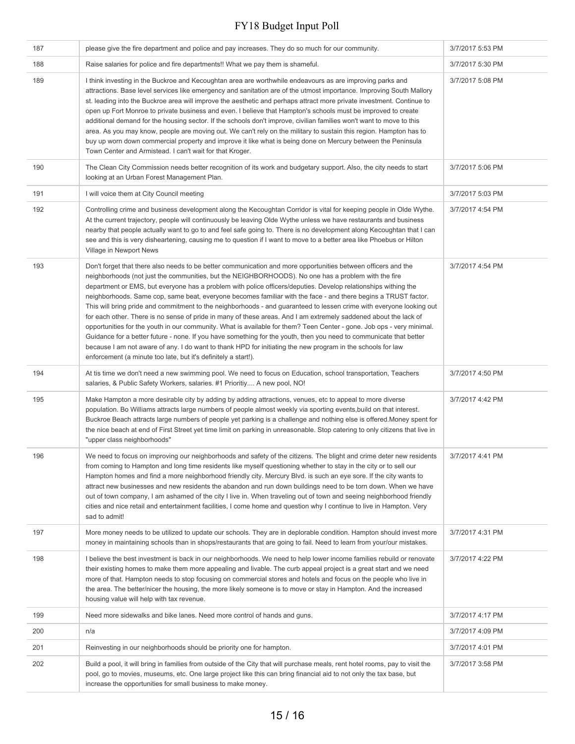| | | |
|---|---|---|
| 187 | please give the fire department and police and pay increases. They do so much for our community. | 3/7/2017 5:53 PM |
| 188 | Raise salaries for police and fire departments!! What we pay them is shameful. | 3/7/2017 5:30 PM |
| 189 | I think investing in the Buckroe and Kecoughtan area are worthwhile endeavours as are improving parks and attractions. Base level services like emergency and sanitation are of the utmost importance. Improving South Mallory st. leading into the Buckroe area will improve the aesthetic and perhaps attract more private investment. Continue to open up Fort Monroe to private business and even. I believe that Hampton's schools must be improved to create additional demand for the housing sector. If the schools don't improve, civilian families won't want to move to this area. As you may know, people are moving out. We can't rely on the military to sustain this region. Hampton has to buy up worn down commercial property and improve it like what is being done on Mercury between the Peninsula Town Center and Armistead. I can't wait for that Kroger. | 3/7/2017 5:08 PM |
| 190 | The Clean City Commission needs better recognition of its work and budgetary support. Also, the city needs to start looking at an Urban Forest Management Plan. | 3/7/2017 5:06 PM |
| 191 | I will voice them at City Council meeting | 3/7/2017 5:03 PM |
| 192 | Controlling crime and business development along the Kecoughtan Corridor is vital for keeping people in Olde Wythe. At the current trajectory, people will continuously be leaving Olde Wythe unless we have restaurants and business nearby that people actually want to go to and feel safe going to. There is no development along Kecoughtan that I can see and this is very disheartening, causing me to question if I want to move to a better area like Phoebus or Hilton Village in Newport News | 3/7/2017 4:54 PM |
| 193 | Don't forget that there also needs to be better communication and more opportunities between officers and the neighborhoods (not just the communities, but the NEIGHBORHOODS). No one has a problem with the fire department or EMS, but everyone has a problem with police officers/deputies. Develop relationships withing the neighborhoods. Same cop, same beat, everyone becomes familiar with the face - and there begins a TRUST factor. This will bring pride and commitment to the neighborhoods - and guaranteed to lessen crime with everyone looking out for each other. There is no sense of pride in many of these areas. And I am extremely saddened about the lack of opportunities for the youth in our community. What is available for them? Teen Center - gone. Job ops - very minimal. Guidance for a better future - none. If you have something for the youth, then you need to communicate that better because I am not aware of any. I do want to thank HPD for initiating the new program in the schools for law enforcement (a minute too late, but it's definitely a start!). | 3/7/2017 4:54 PM |
| 194 | At tis time we don't need a new swimming pool. We need to focus on Education, school transportation, Teachers salaries, & Public Safety Workers, salaries. #1 Prioritiy.... A new pool, NO! | 3/7/2017 4:50 PM |
| 195 | Make Hampton a more desirable city by adding by adding attractions, venues, etc to appeal to more diverse population. Bo Williams attracts large numbers of people almost weekly via sporting events,build on that interest. Buckroe Beach attracts large numbers of people yet parking is a challenge and nothing else is offered.Money spent for the nice beach at end of First Street yet time limit on parking in unreasonable. Stop catering to only citizens that live in "upper class neighborhoods" | 3/7/2017 4:42 PM |
| 196 | We need to focus on improving our neighborhoods and safety of the citizens. The blight and crime deter new residents from coming to Hampton and long time residents like myself questioning whether to stay in the city or to sell our Hampton homes and find a more neighborhood friendly city. Mercury Blvd. is such an eye sore. If the city wants to attract new businesses and new residents the abandon and run down buildings need to be torn down. When we have out of town company, I am ashamed of the city I live in. When traveling out of town and seeing neighborhood friendly cities and nice retail and entertainment facilities, I come home and question why I continue to live in Hampton. Very sad to admit! | 3/7/2017 4:41 PM |
| 197 | More money needs to be utilized to update our schools. They are in deplorable condition. Hampton should invest more money in maintaining schools than in shops/restaurants that are going to fail. Need to learn from your/our mistakes. | 3/7/2017 4:31 PM |
| 198 | I believe the best investment is back in our neighborhoods. We need to help lower income families rebuild or renovate their existing homes to make them more appealing and livable. The curb appeal project is a great start and we need more of that. Hampton needs to stop focusing on commercial stores and hotels and focus on the people who live in the area. The better/nicer the housing, the more likely someone is to move or stay in Hampton. And the increased housing value will help with tax revenue. | 3/7/2017 4:22 PM |
| 199 | Need more sidewalks and bike lanes. Need more control of hands and guns. | 3/7/2017 4:17 PM |
| 200 | n/a | 3/7/2017 4:09 PM |
| 201 | Reinvesting in our neighborhoods should be priority one for hampton. | 3/7/2017 4:01 PM |
| 202 | Build a pool, it will bring in families from outside of the City that will purchase meals, rent hotel rooms, pay to visit the pool, go to movies, museums, etc. One large project like this can bring financial aid to not only the tax base, but increase the opportunities for small business to make money. | 3/7/2017 3:58 PM |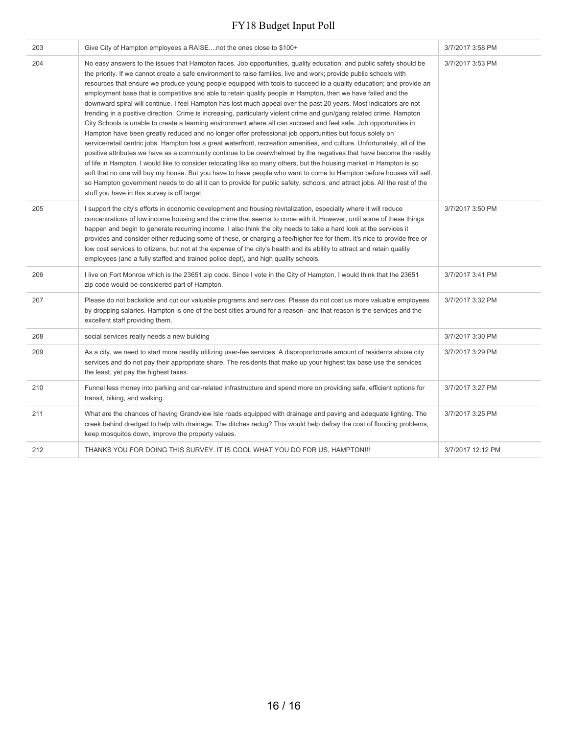| | | |
|---|---|---|
| 203 | Give City of Hampton employees a RAISE....not the ones close to $100+ | 3/7/2017 3:58 PM |
| 204 | No easy answers to the issues that Hampton faces. Job opportunities, quality education, and public safety should be the priority. If we cannot create a safe environment to raise families, live and work; provide public schools with resources that ensure we produce young people equipped with tools to succeed ie a quality education; and provide an employment base that is competitive and able to retain quality people in Hampton, then we have failed and the downward spiral will continue. I feel Hampton has lost much appeal over the past 20 years. Most indicators are not trending in a positive direction. Crime is increasing, particularly violent crime and gun/gang related crime. Hampton City Schools is unable to create a learning environment where all can succeed and feel safe. Job opportunities in Hampton have been greatly reduced and no longer offer professional job opportunities but focus solely on service/retail centric jobs. Hampton has a great waterfront, recreation amenities, and culture. Unfortunately, all of the positive attributes we have as a community continue to be overwhelmed by the negatives that have become the reality of life in Hampton. I would like to consider relocating like so many others, but the housing market in Hampton is so soft that no one will buy my house. But you have to have people who want to come to Hampton before houses will sell, so Hampton government needs to do all it can to provide for public safety, schools, and attract jobs. All the rest of the stuff you have in this survey is off target. | 3/7/2017 3:53 PM |
| 205 | I support the city's efforts in economic development and housing revitalization, especially where it will reduce concentrations of low income housing and the crime that seems to come with it. However, until some of these things happen and begin to generate recurring income, I also think the city needs to take a hard look at the services it provides and consider either reducing some of these, or charging a fee/higher fee for them. It's nice to provide free or low cost services to citizens, but not at the expense of the city's health and its ability to attract and retain quality employees (and a fully staffed and trained police dept), and high quality schools. | 3/7/2017 3:50 PM |
| 206 | I live on Fort Monroe which is the 23651 zip code. Since I vote in the City of Hampton, I would think that the 23651 zip code would be considered part of Hampton. | 3/7/2017 3:41 PM |
| 207 | Please do not backslide and cut our valuable programs and services. Please do not cost us more valuable employees by dropping salaries. Hampton is one of the best cities around for a reason--and that reason is the services and the excellent staff providing them. | 3/7/2017 3:32 PM |
| 208 | social services really needs a new building | 3/7/2017 3:30 PM |
| 209 | As a city, we need to start more readily utilizing user-fee services. A disproportionate amount of residents abuse city services and do not pay their appropriate share. The residents that make up your highest tax base use the services the least, yet pay the highest taxes. | 3/7/2017 3:29 PM |
| 210 | Funnel less money into parking and car-related infrastructure and spend more on providing safe, efficient options for transit, biking, and walking. | 3/7/2017 3:27 PM |
| 211 | What are the chances of having Grandview Isle roads equipped with drainage and paving and adequate lighting. The creek behind dredged to help with drainage. The ditches redug? This would help defray the cost of flooding problems, keep mosquitos down, improve the property values. | 3/7/2017 3:25 PM |
| 212 | THANKS YOU FOR DOING THIS SURVEY. IT IS COOL WHAT YOU DO FOR US, HAMPTON!!! | 3/7/2017 12:12 PM |